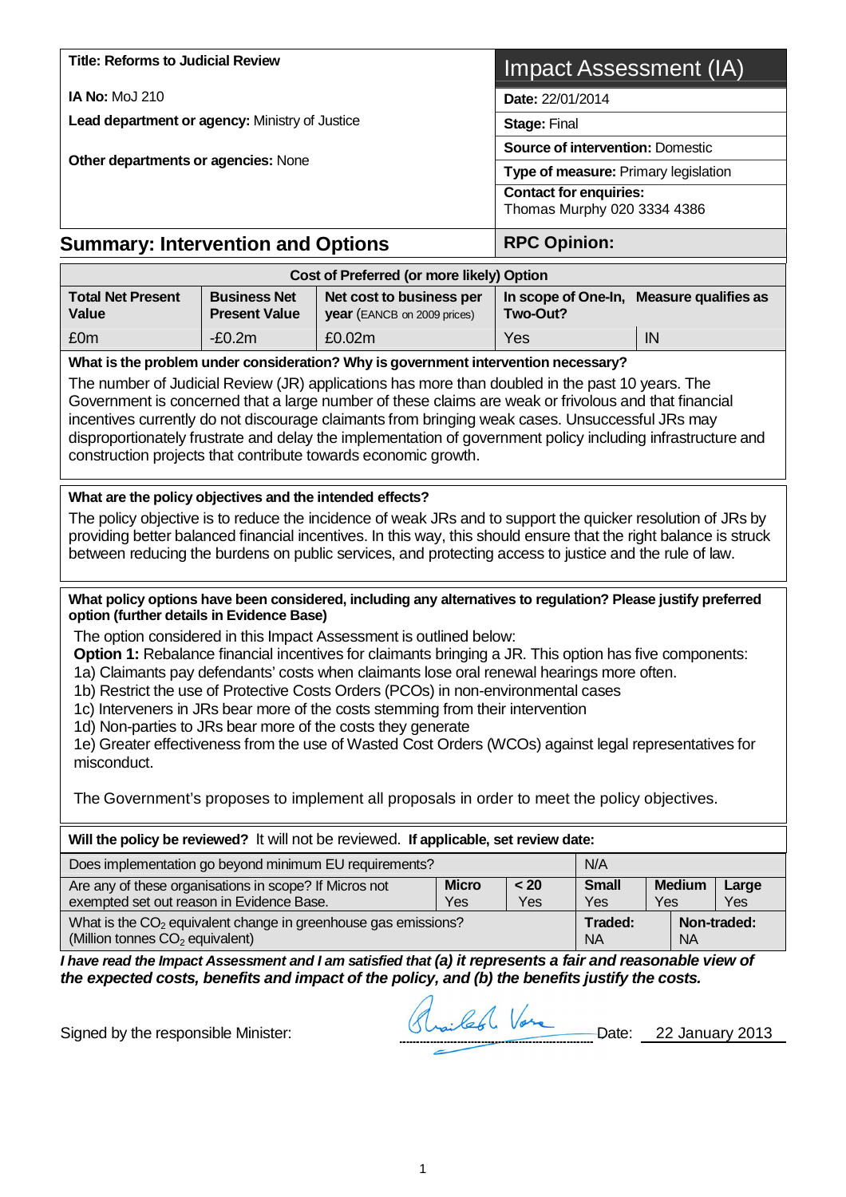| **Title: Reforms to Judicial Review** | **Impact Assessment (IA)** |
|---|---|
| **IA No:** MoJ 210 | **Date:** 22/01/2014 |
| **Lead department or agency:** Ministry of Justice | **Stage:** Final |
| **Other departments or agencies:** None | **Source of intervention:** Domestic |
| | **Type of measure:** Primary legislation |
| | **Contact for enquiries:** Thomas Murphy 020 3334 4386 |

## Summary: Intervention and Options

**RPC Opinion:**

| Cost of Preferred (or more likely) Option | | | | |
|---|---|---|---|---|
| **Total Net Present Value** | **Business Net Present Value** | **Net cost to business per year** (EANCB on 2009 prices) | **In scope of One-In, Two-Out?** | **Measure qualifies as** |
| £0m | -£0.2m | £0.02m | Yes | IN |

**What is the problem under consideration? Why is government intervention necessary?**

The number of Judicial Review (JR) applications has more than doubled in the past 10 years. The Government is concerned that a large number of these claims are weak or frivolous and that financial incentives currently do not discourage claimants from bringing weak cases. Unsuccessful JRs may disproportionately frustrate and delay the implementation of government policy including infrastructure and construction projects that contribute towards economic growth.

**What are the policy objectives and the intended effects?**

The policy objective is to reduce the incidence of weak JRs and to support the quicker resolution of JRs by providing better balanced financial incentives. In this way, this should ensure that the right balance is struck between reducing the burdens on public services, and protecting access to justice and the rule of law.

**What policy options have been considered, including any alternatives to regulation? Please justify preferred option (further details in Evidence Base)**

The option considered in this Impact Assessment is outlined below:

**Option 1:** Rebalance financial incentives for claimants bringing a JR. This option has five components:

1a) Claimants pay defendants' costs when claimants lose oral renewal hearings more often.
1b) Restrict the use of Protective Costs Orders (PCOs) in non-environmental cases
1c) Interveners in JRs bear more of the costs stemming from their intervention
1d) Non-parties to JRs bear more of the costs they generate
1e) Greater effectiveness from the use of Wasted Cost Orders (WCOs) against legal representatives for misconduct.

The Government's proposes to implement all proposals in order to meet the policy objectives.

**Will the policy be reviewed?** It will not be reviewed. **If applicable, set review date:**

| Does implementation go beyond minimum EU requirements? | | | N/A | | |
|---|---|---|---|---|---|
| Are any of these organisations in scope? If Micros not exempted set out reason in Evidence Base. | **Micro** Yes | **< 20** Yes | **Small** Yes | **Medium** Yes | **Large** Yes |
| What is the $CO_2$ equivalent change in greenhouse gas emissions? (Million tonnes $CO_2$ equivalent) | | | **Traded:** NA | | **Non-traded:** NA |

***I have read the Impact Assessment and I am satisfied that (a) it represents a fair and reasonable view of the expected costs, benefits and impact of the policy, and (b) the benefits justify the costs.***

Signed by the responsible Minister: Shailesh Vara Date: 22 January 2013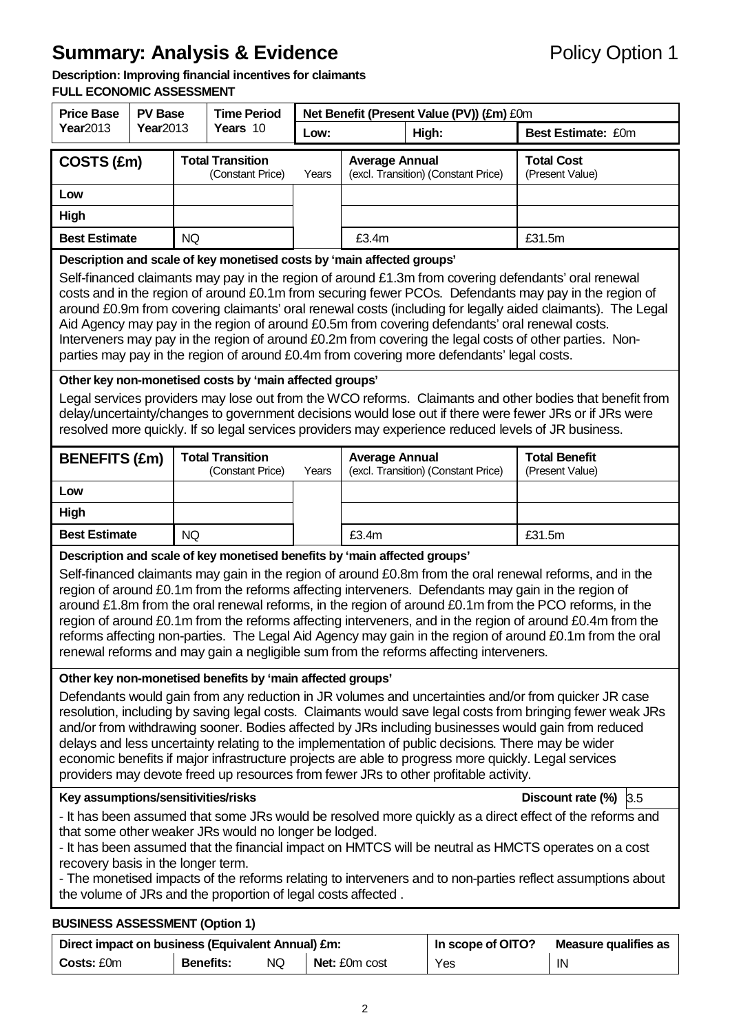# Summary: Analysis & Evidence

Policy Option 1

**Description: Improving financial incentives for claimants**

**FULL ECONOMIC ASSESSMENT**

| Price Base Year 2013 | PV Base Year 2013 | Time Period Years 10 | Net Benefit (Present Value (PV)) (£m) £0m | | |
|---|---|---|---|---|---|
| | | | Low: | High: | Best Estimate: £0m |

| COSTS (£m) | Total Transition (Constant Price) | Years | Average Annual (excl. Transition) (Constant Price) | Total Cost (Present Value) |
|---|---|---|---|---|
| Low | | | | |
| High | | | | |
| Best Estimate | NQ | | £3.4m | £31.5m |

**Description and scale of key monetised costs by 'main affected groups'**

Self-financed claimants may pay in the region of around £1.3m from covering defendants' oral renewal costs and in the region of around £0.1m from securing fewer PCOs. Defendants may pay in the region of around £0.9m from covering claimants' oral renewal costs (including for legally aided claimants). The Legal Aid Agency may pay in the region of around £0.5m from covering defendants' oral renewal costs. Interveners may pay in the region of around £0.2m from covering the legal costs of other parties. Non-parties may pay in the region of around £0.4m from covering more defendants' legal costs.

**Other key non-monetised costs by 'main affected groups'**

Legal services providers may lose out from the WCO reforms. Claimants and other bodies that benefit from delay/uncertainty/changes to government decisions would lose out if there were fewer JRs or if JRs were resolved more quickly. If so legal services providers may experience reduced levels of JR business.

| BENEFITS (£m) | Total Transition (Constant Price) | Years | Average Annual (excl. Transition) (Constant Price) | Total Benefit (Present Value) |
|---|---|---|---|---|
| Low | | | | |
| High | | | | |
| Best Estimate | NQ | | £3.4m | £31.5m |

**Description and scale of key monetised benefits by 'main affected groups'**

Self-financed claimants may gain in the region of around £0.8m from the oral renewal reforms, and in the region of around £0.1m from the reforms affecting interveners. Defendants may gain in the region of around £1.8m from the oral renewal reforms, in the region of around £0.1m from the PCO reforms, in the region of around £0.1m from the reforms affecting interveners, and in the region of around £0.4m from the reforms affecting non-parties. The Legal Aid Agency may gain in the region of around £0.1m from the oral renewal reforms and may gain a negligible sum from the reforms affecting interveners.

**Other key non-monetised benefits by 'main affected groups'**

Defendants would gain from any reduction in JR volumes and uncertainties and/or from quicker JR case resolution, including by saving legal costs. Claimants would save legal costs from bringing fewer weak JRs and/or from withdrawing sooner. Bodies affected by JRs including businesses would gain from reduced delays and less uncertainty relating to the implementation of public decisions. There may be wider economic benefits if major infrastructure projects are able to progress more quickly. Legal services providers may devote freed up resources from fewer JRs to other profitable activity.

**Key assumptions/sensitivities/risks** — **Discount rate (%)** 3.5

- It has been assumed that some JRs would be resolved more quickly as a direct effect of the reforms and that some other weaker JRs would no longer be lodged.
- It has been assumed that the financial impact on HMTCS will be neutral as HMCTS operates on a cost recovery basis in the longer term.
- The monetised impacts of the reforms relating to interveners and to non-parties reflect assumptions about the volume of JRs and the proportion of legal costs affected .

**BUSINESS ASSESSMENT (Option 1)**

| Direct impact on business (Equivalent Annual) £m: | | | In scope of OITO? | Measure qualifies as |
|---|---|---|---|---|
| Costs: £0m | Benefits: NQ | Net: £0m cost | Yes | IN |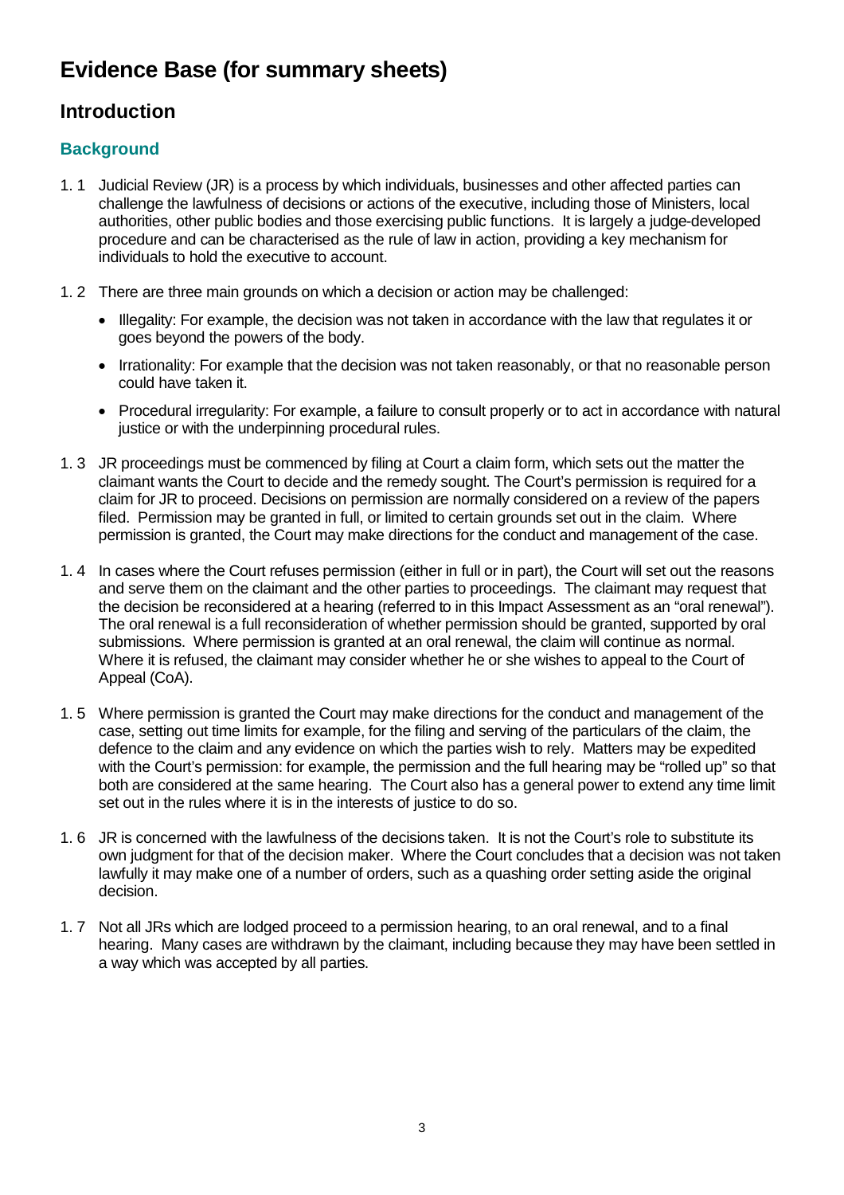# Evidence Base (for summary sheets)

## Introduction

### Background

1. 1 Judicial Review (JR) is a process by which individuals, businesses and other affected parties can challenge the lawfulness of decisions or actions of the executive, including those of Ministers, local authorities, other public bodies and those exercising public functions. It is largely a judge-developed procedure and can be characterised as the rule of law in action, providing a key mechanism for individuals to hold the executive to account.

1. 2 There are three main grounds on which a decision or action may be challenged:

- Illegality: For example, the decision was not taken in accordance with the law that regulates it or goes beyond the powers of the body.
- Irrationality: For example that the decision was not taken reasonably, or that no reasonable person could have taken it.
- Procedural irregularity: For example, a failure to consult properly or to act in accordance with natural justice or with the underpinning procedural rules.

1. 3 JR proceedings must be commenced by filing at Court a claim form, which sets out the matter the claimant wants the Court to decide and the remedy sought. The Court's permission is required for a claim for JR to proceed. Decisions on permission are normally considered on a review of the papers filed. Permission may be granted in full, or limited to certain grounds set out in the claim. Where permission is granted, the Court may make directions for the conduct and management of the case.

1. 4 In cases where the Court refuses permission (either in full or in part), the Court will set out the reasons and serve them on the claimant and the other parties to proceedings. The claimant may request that the decision be reconsidered at a hearing (referred to in this Impact Assessment as an "oral renewal"). The oral renewal is a full reconsideration of whether permission should be granted, supported by oral submissions. Where permission is granted at an oral renewal, the claim will continue as normal. Where it is refused, the claimant may consider whether he or she wishes to appeal to the Court of Appeal (CoA).

1. 5 Where permission is granted the Court may make directions for the conduct and management of the case, setting out time limits for example, for the filing and serving of the particulars of the claim, the defence to the claim and any evidence on which the parties wish to rely. Matters may be expedited with the Court's permission: for example, the permission and the full hearing may be "rolled up" so that both are considered at the same hearing. The Court also has a general power to extend any time limit set out in the rules where it is in the interests of justice to do so.

1. 6 JR is concerned with the lawfulness of the decisions taken. It is not the Court's role to substitute its own judgment for that of the decision maker. Where the Court concludes that a decision was not taken lawfully it may make one of a number of orders, such as a quashing order setting aside the original decision.

1. 7 Not all JRs which are lodged proceed to a permission hearing, to an oral renewal, and to a final hearing. Many cases are withdrawn by the claimant, including because they may have been settled in a way which was accepted by all parties.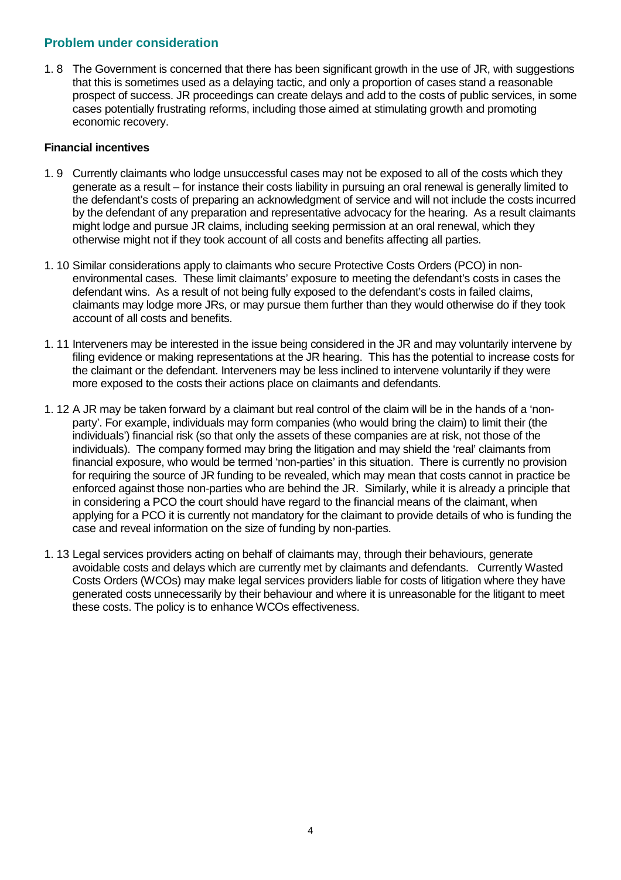## Problem under consideration

1.8 The Government is concerned that there has been significant growth in the use of JR, with suggestions that this is sometimes used as a delaying tactic, and only a proportion of cases stand a reasonable prospect of success. JR proceedings can create delays and add to the costs of public services, in some cases potentially frustrating reforms, including those aimed at stimulating growth and promoting economic recovery.

**Financial incentives**

1.9 Currently claimants who lodge unsuccessful cases may not be exposed to all of the costs which they generate as a result – for instance their costs liability in pursuing an oral renewal is generally limited to the defendant's costs of preparing an acknowledgment of service and will not include the costs incurred by the defendant of any preparation and representative advocacy for the hearing. As a result claimants might lodge and pursue JR claims, including seeking permission at an oral renewal, which they otherwise might not if they took account of all costs and benefits affecting all parties.

1.10 Similar considerations apply to claimants who secure Protective Costs Orders (PCO) in non-environmental cases. These limit claimants' exposure to meeting the defendant's costs in cases the defendant wins. As a result of not being fully exposed to the defendant's costs in failed claims, claimants may lodge more JRs, or may pursue them further than they would otherwise do if they took account of all costs and benefits.

1.11 Interveners may be interested in the issue being considered in the JR and may voluntarily intervene by filing evidence or making representations at the JR hearing. This has the potential to increase costs for the claimant or the defendant. Interveners may be less inclined to intervene voluntarily if they were more exposed to the costs their actions place on claimants and defendants.

1.12 A JR may be taken forward by a claimant but real control of the claim will be in the hands of a 'non-party'. For example, individuals may form companies (who would bring the claim) to limit their (the individuals') financial risk (so that only the assets of these companies are at risk, not those of the individuals). The company formed may bring the litigation and may shield the 'real' claimants from financial exposure, who would be termed 'non-parties' in this situation. There is currently no provision for requiring the source of JR funding to be revealed, which may mean that costs cannot in practice be enforced against those non-parties who are behind the JR. Similarly, while it is already a principle that in considering a PCO the court should have regard to the financial means of the claimant, when applying for a PCO it is currently not mandatory for the claimant to provide details of who is funding the case and reveal information on the size of funding by non-parties.

1.13 Legal services providers acting on behalf of claimants may, through their behaviours, generate avoidable costs and delays which are currently met by claimants and defendants. Currently Wasted Costs Orders (WCOs) may make legal services providers liable for costs of litigation where they have generated costs unnecessarily by their behaviour and where it is unreasonable for the litigant to meet these costs. The policy is to enhance WCOs effectiveness.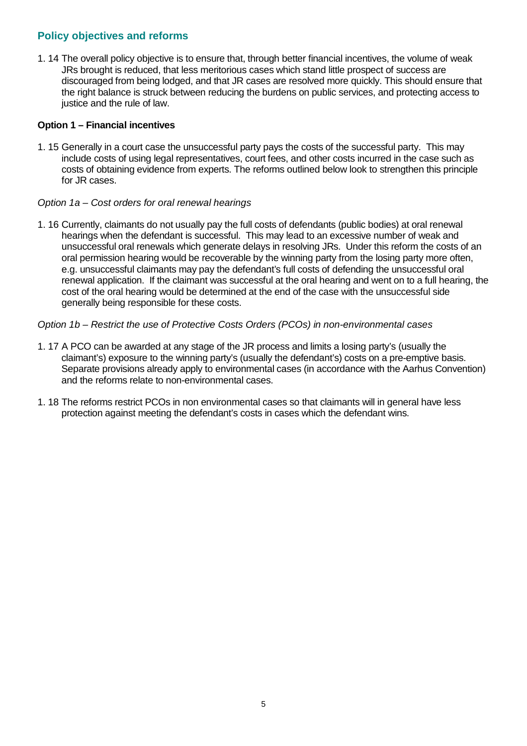## Policy objectives and reforms

1. 14 The overall policy objective is to ensure that, through better financial incentives, the volume of weak JRs brought is reduced, that less meritorious cases which stand little prospect of success are discouraged from being lodged, and that JR cases are resolved more quickly. This should ensure that the right balance is struck between reducing the burdens on public services, and protecting access to justice and the rule of law.

**Option 1 – Financial incentives**

1. 15 Generally in a court case the unsuccessful party pays the costs of the successful party. This may include costs of using legal representatives, court fees, and other costs incurred in the case such as costs of obtaining evidence from experts. The reforms outlined below look to strengthen this principle for JR cases.

*Option 1a – Cost orders for oral renewal hearings*

1. 16 Currently, claimants do not usually pay the full costs of defendants (public bodies) at oral renewal hearings when the defendant is successful. This may lead to an excessive number of weak and unsuccessful oral renewals which generate delays in resolving JRs. Under this reform the costs of an oral permission hearing would be recoverable by the winning party from the losing party more often, e.g. unsuccessful claimants may pay the defendant's full costs of defending the unsuccessful oral renewal application. If the claimant was successful at the oral hearing and went on to a full hearing, the cost of the oral hearing would be determined at the end of the case with the unsuccessful side generally being responsible for these costs.

*Option 1b – Restrict the use of Protective Costs Orders (PCOs) in non-environmental cases*

1. 17 A PCO can be awarded at any stage of the JR process and limits a losing party's (usually the claimant's) exposure to the winning party's (usually the defendant's) costs on a pre-emptive basis. Separate provisions already apply to environmental cases (in accordance with the Aarhus Convention) and the reforms relate to non-environmental cases.

1. 18 The reforms restrict PCOs in non environmental cases so that claimants will in general have less protection against meeting the defendant's costs in cases which the defendant wins.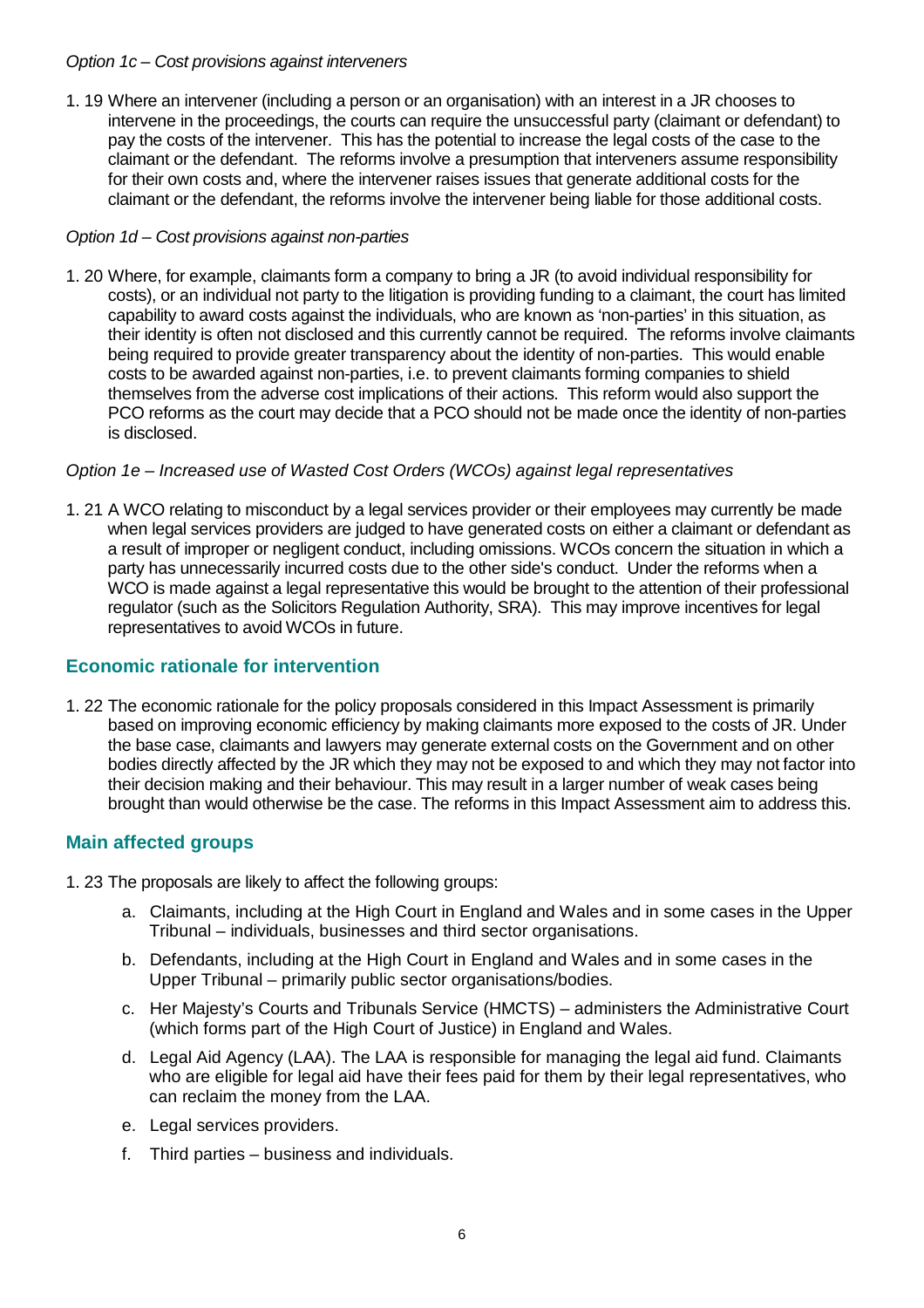*Option 1c – Cost provisions against interveners*

1. 19 Where an intervener (including a person or an organisation) with an interest in a JR chooses to intervene in the proceedings, the courts can require the unsuccessful party (claimant or defendant) to pay the costs of the intervener. This has the potential to increase the legal costs of the case to the claimant or the defendant. The reforms involve a presumption that interveners assume responsibility for their own costs and, where the intervener raises issues that generate additional costs for the claimant or the defendant, the reforms involve the intervener being liable for those additional costs.

*Option 1d – Cost provisions against non-parties*

1. 20 Where, for example, claimants form a company to bring a JR (to avoid individual responsibility for costs), or an individual not party to the litigation is providing funding to a claimant, the court has limited capability to award costs against the individuals, who are known as 'non-parties' in this situation, as their identity is often not disclosed and this currently cannot be required. The reforms involve claimants being required to provide greater transparency about the identity of non-parties. This would enable costs to be awarded against non-parties, i.e. to prevent claimants forming companies to shield themselves from the adverse cost implications of their actions. This reform would also support the PCO reforms as the court may decide that a PCO should not be made once the identity of non-parties is disclosed.

*Option 1e – Increased use of Wasted Cost Orders (WCOs) against legal representatives*

1. 21 A WCO relating to misconduct by a legal services provider or their employees may currently be made when legal services providers are judged to have generated costs on either a claimant or defendant as a result of improper or negligent conduct, including omissions. WCOs concern the situation in which a party has unnecessarily incurred costs due to the other side's conduct. Under the reforms when a WCO is made against a legal representative this would be brought to the attention of their professional regulator (such as the Solicitors Regulation Authority, SRA). This may improve incentives for legal representatives to avoid WCOs in future.

## Economic rationale for intervention

1. 22 The economic rationale for the policy proposals considered in this Impact Assessment is primarily based on improving economic efficiency by making claimants more exposed to the costs of JR. Under the base case, claimants and lawyers may generate external costs on the Government and on other bodies directly affected by the JR which they may not be exposed to and which they may not factor into their decision making and their behaviour. This may result in a larger number of weak cases being brought than would otherwise be the case. The reforms in this Impact Assessment aim to address this.

## Main affected groups

1. 23 The proposals are likely to affect the following groups:

   a. Claimants, including at the High Court in England and Wales and in some cases in the Upper Tribunal – individuals, businesses and third sector organisations.

   b. Defendants, including at the High Court in England and Wales and in some cases in the Upper Tribunal – primarily public sector organisations/bodies.

   c. Her Majesty's Courts and Tribunals Service (HMCTS) – administers the Administrative Court (which forms part of the High Court of Justice) in England and Wales.

   d. Legal Aid Agency (LAA). The LAA is responsible for managing the legal aid fund. Claimants who are eligible for legal aid have their fees paid for them by their legal representatives, who can reclaim the money from the LAA.

   e. Legal services providers.

   f. Third parties – business and individuals.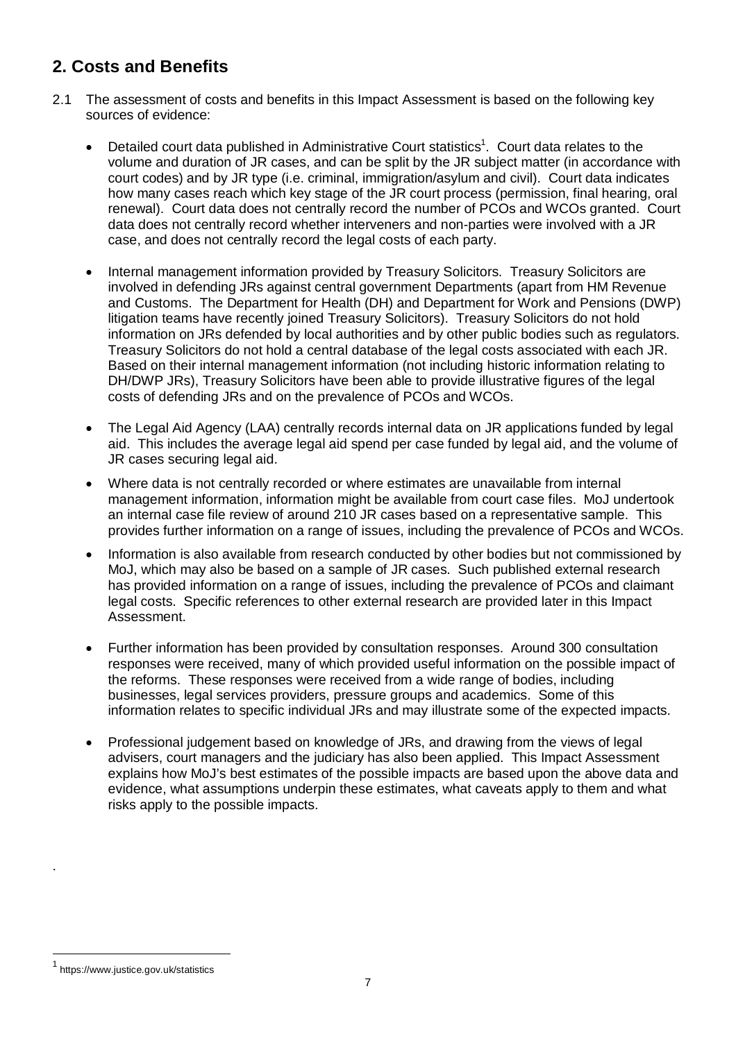## 2. Costs and Benefits

2.1 The assessment of costs and benefits in this Impact Assessment is based on the following key sources of evidence:

- Detailed court data published in Administrative Court statistics[1]. Court data relates to the volume and duration of JR cases, and can be split by the JR subject matter (in accordance with court codes) and by JR type (i.e. criminal, immigration/asylum and civil). Court data indicates how many cases reach which key stage of the JR court process (permission, final hearing, oral renewal). Court data does not centrally record the number of PCOs and WCOs granted. Court data does not centrally record whether interveners and non-parties were involved with a JR case, and does not centrally record the legal costs of each party.

- Internal management information provided by Treasury Solicitors. Treasury Solicitors are involved in defending JRs against central government Departments (apart from HM Revenue and Customs. The Department for Health (DH) and Department for Work and Pensions (DWP) litigation teams have recently joined Treasury Solicitors). Treasury Solicitors do not hold information on JRs defended by local authorities and by other public bodies such as regulators. Treasury Solicitors do not hold a central database of the legal costs associated with each JR. Based on their internal management information (not including historic information relating to DH/DWP JRs), Treasury Solicitors have been able to provide illustrative figures of the legal costs of defending JRs and on the prevalence of PCOs and WCOs.

- The Legal Aid Agency (LAA) centrally records internal data on JR applications funded by legal aid. This includes the average legal aid spend per case funded by legal aid, and the volume of JR cases securing legal aid.

- Where data is not centrally recorded or where estimates are unavailable from internal management information, information might be available from court case files. MoJ undertook an internal case file review of around 210 JR cases based on a representative sample. This provides further information on a range of issues, including the prevalence of PCOs and WCOs.

- Information is also available from research conducted by other bodies but not commissioned by MoJ, which may also be based on a sample of JR cases. Such published external research has provided information on a range of issues, including the prevalence of PCOs and claimant legal costs. Specific references to other external research are provided later in this Impact Assessment.

- Further information has been provided by consultation responses. Around 300 consultation responses were received, many of which provided useful information on the possible impact of the reforms. These responses were received from a wide range of bodies, including businesses, legal services providers, pressure groups and academics. Some of this information relates to specific individual JRs and may illustrate some of the expected impacts.

- Professional judgement based on knowledge of JRs, and drawing from the views of legal advisers, court managers and the judiciary has also been applied. This Impact Assessment explains how MoJ's best estimates of the possible impacts are based upon the above data and evidence, what assumptions underpin these estimates, what caveats apply to them and what risks apply to the possible impacts.

[1] https://www.justice.gov.uk/statistics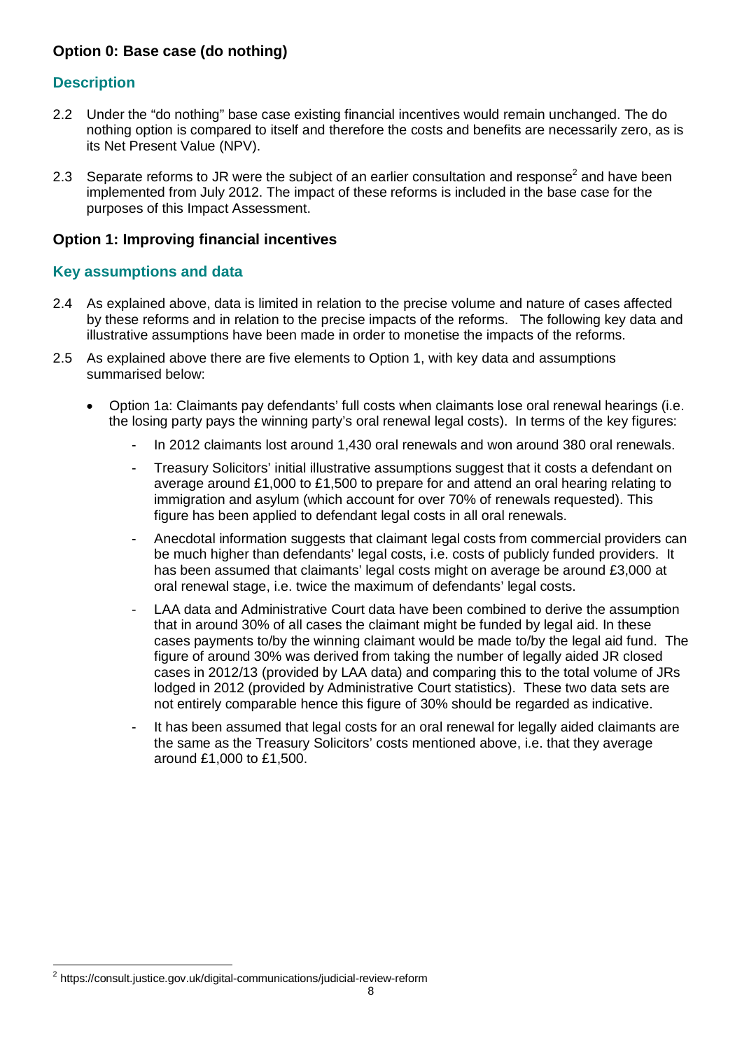## Option 0: Base case (do nothing)

### Description

2.2 Under the "do nothing" base case existing financial incentives would remain unchanged. The do nothing option is compared to itself and therefore the costs and benefits are necessarily zero, as is its Net Present Value (NPV).

2.3 Separate reforms to JR were the subject of an earlier consultation and response[2] and have been implemented from July 2012. The impact of these reforms is included in the base case for the purposes of this Impact Assessment.

## Option 1: Improving financial incentives

### Key assumptions and data

2.4 As explained above, data is limited in relation to the precise volume and nature of cases affected by these reforms and in relation to the precise impacts of the reforms. The following key data and illustrative assumptions have been made in order to monetise the impacts of the reforms.

2.5 As explained above there are five elements to Option 1, with key data and assumptions summarised below:

- Option 1a: Claimants pay defendants' full costs when claimants lose oral renewal hearings (i.e. the losing party pays the winning party's oral renewal legal costs). In terms of the key figures:
  - In 2012 claimants lost around 1,430 oral renewals and won around 380 oral renewals.
  - Treasury Solicitors' initial illustrative assumptions suggest that it costs a defendant on average around £1,000 to £1,500 to prepare for and attend an oral hearing relating to immigration and asylum (which account for over 70% of renewals requested). This figure has been applied to defendant legal costs in all oral renewals.
  - Anecdotal information suggests that claimant legal costs from commercial providers can be much higher than defendants' legal costs, i.e. costs of publicly funded providers. It has been assumed that claimants' legal costs might on average be around £3,000 at oral renewal stage, i.e. twice the maximum of defendants' legal costs.
  - LAA data and Administrative Court data have been combined to derive the assumption that in around 30% of all cases the claimant might be funded by legal aid. In these cases payments to/by the winning claimant would be made to/by the legal aid fund. The figure of around 30% was derived from taking the number of legally aided JR closed cases in 2012/13 (provided by LAA data) and comparing this to the total volume of JRs lodged in 2012 (provided by Administrative Court statistics). These two data sets are not entirely comparable hence this figure of 30% should be regarded as indicative.
  - It has been assumed that legal costs for an oral renewal for legally aided claimants are the same as the Treasury Solicitors' costs mentioned above, i.e. that they average around £1,000 to £1,500.

[2] https://consult.justice.gov.uk/digital-communications/judicial-review-reform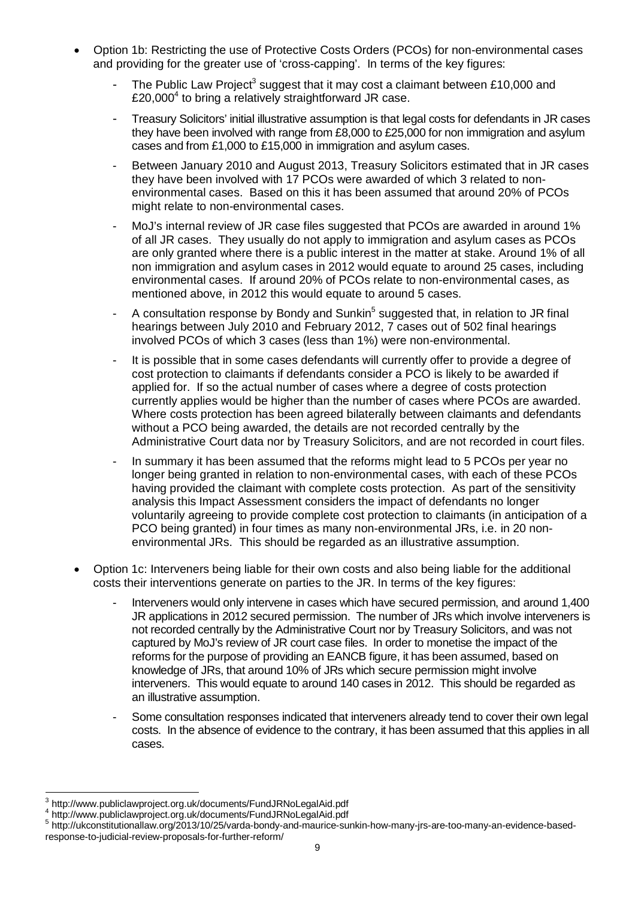- Option 1b: Restricting the use of Protective Costs Orders (PCOs) for non-environmental cases and providing for the greater use of 'cross-capping'. In terms of the key figures:
  - The Public Law Project[3] suggest that it may cost a claimant between £10,000 and £20,000[4] to bring a relatively straightforward JR case.
  - Treasury Solicitors' initial illustrative assumption is that legal costs for defendants in JR cases they have been involved with range from £8,000 to £25,000 for non immigration and asylum cases and from £1,000 to £15,000 in immigration and asylum cases.
  - Between January 2010 and August 2013, Treasury Solicitors estimated that in JR cases they have been involved with 17 PCOs were awarded of which 3 related to non-environmental cases. Based on this it has been assumed that around 20% of PCOs might relate to non-environmental cases.
  - MoJ's internal review of JR case files suggested that PCOs are awarded in around 1% of all JR cases. They usually do not apply to immigration and asylum cases as PCOs are only granted where there is a public interest in the matter at stake. Around 1% of all non immigration and asylum cases in 2012 would equate to around 25 cases, including environmental cases. If around 20% of PCOs relate to non-environmental cases, as mentioned above, in 2012 this would equate to around 5 cases.
  - A consultation response by Bondy and Sunkin[5] suggested that, in relation to JR final hearings between July 2010 and February 2012, 7 cases out of 502 final hearings involved PCOs of which 3 cases (less than 1%) were non-environmental.
  - It is possible that in some cases defendants will currently offer to provide a degree of cost protection to claimants if defendants consider a PCO is likely to be awarded if applied for. If so the actual number of cases where a degree of costs protection currently applies would be higher than the number of cases where PCOs are awarded. Where costs protection has been agreed bilaterally between claimants and defendants without a PCO being awarded, the details are not recorded centrally by the Administrative Court data nor by Treasury Solicitors, and are not recorded in court files.
  - In summary it has been assumed that the reforms might lead to 5 PCOs per year no longer being granted in relation to non-environmental cases, with each of these PCOs having provided the claimant with complete costs protection. As part of the sensitivity analysis this Impact Assessment considers the impact of defendants no longer voluntarily agreeing to provide complete cost protection to claimants (in anticipation of a PCO being granted) in four times as many non-environmental JRs, i.e. in 20 non-environmental JRs. This should be regarded as an illustrative assumption.
- Option 1c: Interveners being liable for their own costs and also being liable for the additional costs their interventions generate on parties to the JR. In terms of the key figures:
  - Interveners would only intervene in cases which have secured permission, and around 1,400 JR applications in 2012 secured permission. The number of JRs which involve interveners is not recorded centrally by the Administrative Court nor by Treasury Solicitors, and was not captured by MoJ's review of JR court case files. In order to monetise the impact of the reforms for the purpose of providing an EANCB figure, it has been assumed, based on knowledge of JRs, that around 10% of JRs which secure permission might involve interveners. This would equate to around 140 cases in 2012. This should be regarded as an illustrative assumption.
  - Some consultation responses indicated that interveners already tend to cover their own legal costs. In the absence of evidence to the contrary, it has been assumed that this applies in all cases.

---

[3] http://www.publiclawproject.org.uk/documents/FundJRNoLegalAid.pdf

[4] http://www.publiclawproject.org.uk/documents/FundJRNoLegalAid.pdf

[5] http://ukconstitutionallaw.org/2013/10/25/varda-bondy-and-maurice-sunkin-how-many-jrs-are-too-many-an-evidence-based-response-to-judicial-review-proposals-for-further-reform/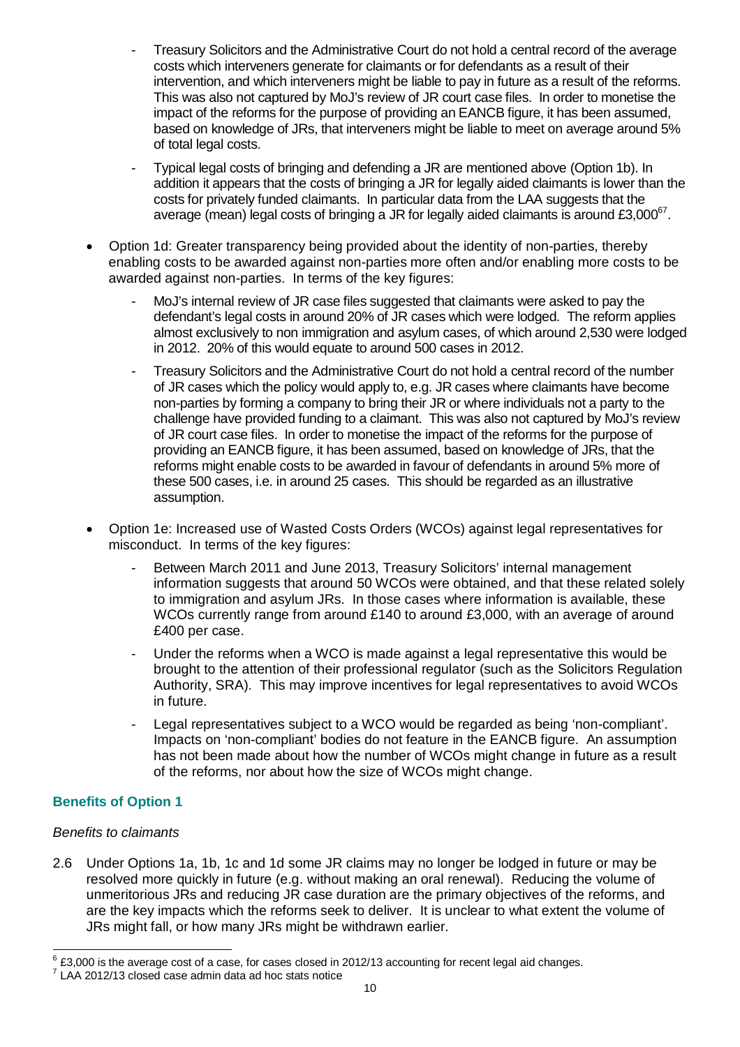- Treasury Solicitors and the Administrative Court do not hold a central record of the average costs which interveners generate for claimants or for defendants as a result of their intervention, and which interveners might be liable to pay in future as a result of the reforms. This was also not captured by MoJ's review of JR court case files. In order to monetise the impact of the reforms for the purpose of providing an EANCB figure, it has been assumed, based on knowledge of JRs, that interveners might be liable to meet on average around 5% of total legal costs.
  - Typical legal costs of bringing and defending a JR are mentioned above (Option 1b). In addition it appears that the costs of bringing a JR for legally aided claimants is lower than the costs for privately funded claimants. In particular data from the LAA suggests that the average (mean) legal costs of bringing a JR for legally aided claimants is around £3,000[6][7].

- Option 1d: Greater transparency being provided about the identity of non-parties, thereby enabling costs to be awarded against non-parties more often and/or enabling more costs to be awarded against non-parties. In terms of the key figures:
  - MoJ's internal review of JR case files suggested that claimants were asked to pay the defendant's legal costs in around 20% of JR cases which were lodged. The reform applies almost exclusively to non immigration and asylum cases, of which around 2,530 were lodged in 2012. 20% of this would equate to around 500 cases in 2012.
  - Treasury Solicitors and the Administrative Court do not hold a central record of the number of JR cases which the policy would apply to, e.g. JR cases where claimants have become non-parties by forming a company to bring their JR or where individuals not a party to the challenge have provided funding to a claimant. This was also not captured by MoJ's review of JR court case files. In order to monetise the impact of the reforms for the purpose of providing an EANCB figure, it has been assumed, based on knowledge of JRs, that the reforms might enable costs to be awarded in favour of defendants in around 5% more of these 500 cases, i.e. in around 25 cases. This should be regarded as an illustrative assumption.

- Option 1e: Increased use of Wasted Costs Orders (WCOs) against legal representatives for misconduct. In terms of the key figures:
  - Between March 2011 and June 2013, Treasury Solicitors' internal management information suggests that around 50 WCOs were obtained, and that these related solely to immigration and asylum JRs. In those cases where information is available, these WCOs currently range from around £140 to around £3,000, with an average of around £400 per case.
  - Under the reforms when a WCO is made against a legal representative this would be brought to the attention of their professional regulator (such as the Solicitors Regulation Authority, SRA). This may improve incentives for legal representatives to avoid WCOs in future.
  - Legal representatives subject to a WCO would be regarded as being 'non-compliant'. Impacts on 'non-compliant' bodies do not feature in the EANCB figure. An assumption has not been made about how the number of WCOs might change in future as a result of the reforms, nor about how the size of WCOs might change.

## Benefits of Option 1

*Benefits to claimants*

2.6 Under Options 1a, 1b, 1c and 1d some JR claims may no longer be lodged in future or may be resolved more quickly in future (e.g. without making an oral renewal). Reducing the volume of unmeritorious JRs and reducing JR case duration are the primary objectives of the reforms, and are the key impacts which the reforms seek to deliver. It is unclear to what extent the volume of JRs might fall, or how many JRs might be withdrawn earlier.

[6] £3,000 is the average cost of a case, for cases closed in 2012/13 accounting for recent legal aid changes.

[7] LAA 2012/13 closed case admin data ad hoc stats notice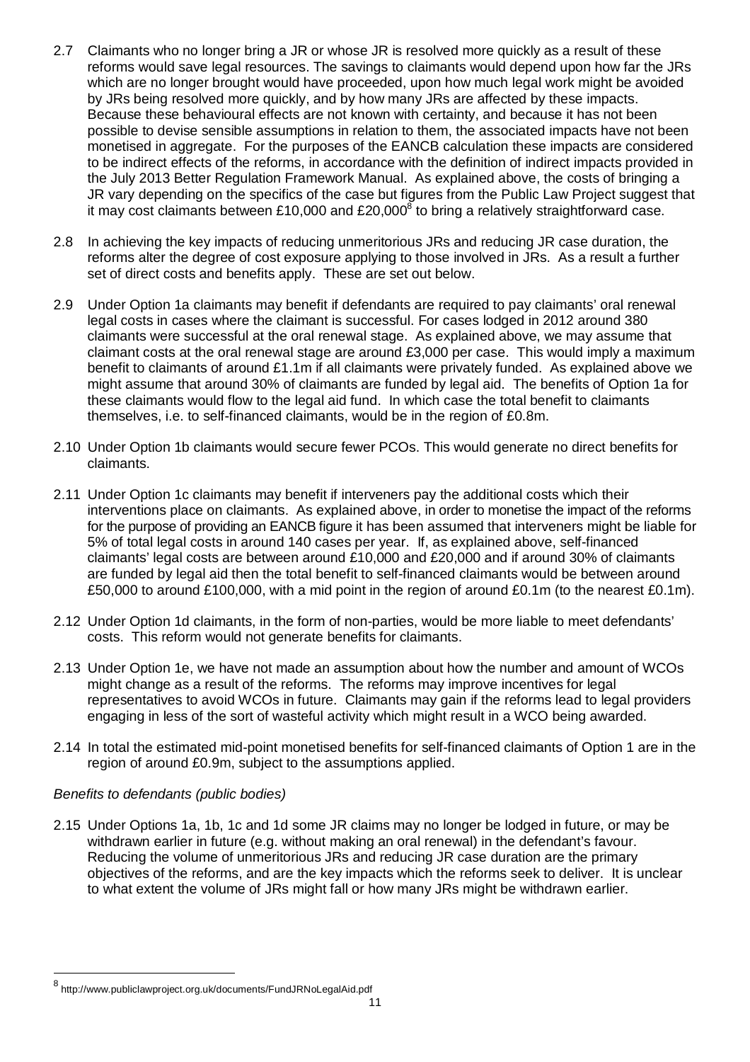2.7 Claimants who no longer bring a JR or whose JR is resolved more quickly as a result of these reforms would save legal resources. The savings to claimants would depend upon how far the JRs which are no longer brought would have proceeded, upon how much legal work might be avoided by JRs being resolved more quickly, and by how many JRs are affected by these impacts. Because these behavioural effects are not known with certainty, and because it has not been possible to devise sensible assumptions in relation to them, the associated impacts have not been monetised in aggregate. For the purposes of the EANCB calculation these impacts are considered to be indirect effects of the reforms, in accordance with the definition of indirect impacts provided in the July 2013 Better Regulation Framework Manual. As explained above, the costs of bringing a JR vary depending on the specifics of the case but figures from the Public Law Project suggest that it may cost claimants between £10,000 and £20,000[8] to bring a relatively straightforward case.

2.8 In achieving the key impacts of reducing unmeritorious JRs and reducing JR case duration, the reforms alter the degree of cost exposure applying to those involved in JRs. As a result a further set of direct costs and benefits apply. These are set out below.

2.9 Under Option 1a claimants may benefit if defendants are required to pay claimants' oral renewal legal costs in cases where the claimant is successful. For cases lodged in 2012 around 380 claimants were successful at the oral renewal stage. As explained above, we may assume that claimant costs at the oral renewal stage are around £3,000 per case. This would imply a maximum benefit to claimants of around £1.1m if all claimants were privately funded. As explained above we might assume that around 30% of claimants are funded by legal aid. The benefits of Option 1a for these claimants would flow to the legal aid fund. In which case the total benefit to claimants themselves, i.e. to self-financed claimants, would be in the region of £0.8m.

2.10 Under Option 1b claimants would secure fewer PCOs. This would generate no direct benefits for claimants.

2.11 Under Option 1c claimants may benefit if interveners pay the additional costs which their interventions place on claimants. As explained above, in order to monetise the impact of the reforms for the purpose of providing an EANCB figure it has been assumed that interveners might be liable for 5% of total legal costs in around 140 cases per year. If, as explained above, self-financed claimants' legal costs are between around £10,000 and £20,000 and if around 30% of claimants are funded by legal aid then the total benefit to self-financed claimants would be between around £50,000 to around £100,000, with a mid point in the region of around £0.1m (to the nearest £0.1m).

2.12 Under Option 1d claimants, in the form of non-parties, would be more liable to meet defendants' costs. This reform would not generate benefits for claimants.

2.13 Under Option 1e, we have not made an assumption about how the number and amount of WCOs might change as a result of the reforms. The reforms may improve incentives for legal representatives to avoid WCOs in future. Claimants may gain if the reforms lead to legal providers engaging in less of the sort of wasteful activity which might result in a WCO being awarded.

2.14 In total the estimated mid-point monetised benefits for self-financed claimants of Option 1 are in the region of around £0.9m, subject to the assumptions applied.

*Benefits to defendants (public bodies)*

2.15 Under Options 1a, 1b, 1c and 1d some JR claims may no longer be lodged in future, or may be withdrawn earlier in future (e.g. without making an oral renewal) in the defendant's favour. Reducing the volume of unmeritorious JRs and reducing JR case duration are the primary objectives of the reforms, and are the key impacts which the reforms seek to deliver. It is unclear to what extent the volume of JRs might fall or how many JRs might be withdrawn earlier.

---

[8] http://www.publiclawproject.org.uk/documents/FundJRNoLegalAid.pdf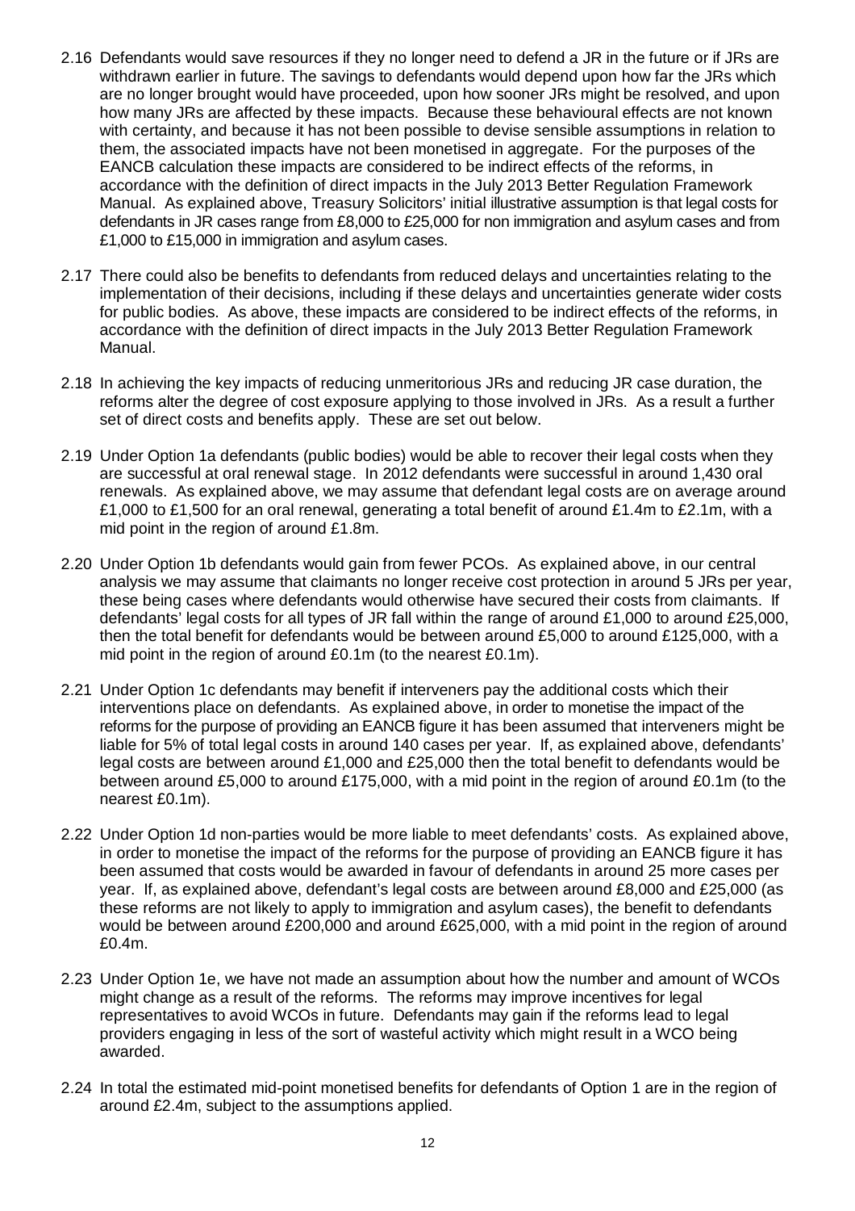2.16 Defendants would save resources if they no longer need to defend a JR in the future or if JRs are withdrawn earlier in future. The savings to defendants would depend upon how far the JRs which are no longer brought would have proceeded, upon how sooner JRs might be resolved, and upon how many JRs are affected by these impacts. Because these behavioural effects are not known with certainty, and because it has not been possible to devise sensible assumptions in relation to them, the associated impacts have not been monetised in aggregate. For the purposes of the EANCB calculation these impacts are considered to be indirect effects of the reforms, in accordance with the definition of direct impacts in the July 2013 Better Regulation Framework Manual. As explained above, Treasury Solicitors' initial illustrative assumption is that legal costs for defendants in JR cases range from £8,000 to £25,000 for non immigration and asylum cases and from £1,000 to £15,000 in immigration and asylum cases.

2.17 There could also be benefits to defendants from reduced delays and uncertainties relating to the implementation of their decisions, including if these delays and uncertainties generate wider costs for public bodies. As above, these impacts are considered to be indirect effects of the reforms, in accordance with the definition of direct impacts in the July 2013 Better Regulation Framework Manual.

2.18 In achieving the key impacts of reducing unmeritorious JRs and reducing JR case duration, the reforms alter the degree of cost exposure applying to those involved in JRs. As a result a further set of direct costs and benefits apply. These are set out below.

2.19 Under Option 1a defendants (public bodies) would be able to recover their legal costs when they are successful at oral renewal stage. In 2012 defendants were successful in around 1,430 oral renewals. As explained above, we may assume that defendant legal costs are on average around £1,000 to £1,500 for an oral renewal, generating a total benefit of around £1.4m to £2.1m, with a mid point in the region of around £1.8m.

2.20 Under Option 1b defendants would gain from fewer PCOs. As explained above, in our central analysis we may assume that claimants no longer receive cost protection in around 5 JRs per year, these being cases where defendants would otherwise have secured their costs from claimants. If defendants' legal costs for all types of JR fall within the range of around £1,000 to around £25,000, then the total benefit for defendants would be between around £5,000 to around £125,000, with a mid point in the region of around £0.1m (to the nearest £0.1m).

2.21 Under Option 1c defendants may benefit if interveners pay the additional costs which their interventions place on defendants. As explained above, in order to monetise the impact of the reforms for the purpose of providing an EANCB figure it has been assumed that interveners might be liable for 5% of total legal costs in around 140 cases per year. If, as explained above, defendants' legal costs are between around £1,000 and £25,000 then the total benefit to defendants would be between around £5,000 to around £175,000, with a mid point in the region of around £0.1m (to the nearest £0.1m).

2.22 Under Option 1d non-parties would be more liable to meet defendants' costs. As explained above, in order to monetise the impact of the reforms for the purpose of providing an EANCB figure it has been assumed that costs would be awarded in favour of defendants in around 25 more cases per year. If, as explained above, defendant's legal costs are between around £8,000 and £25,000 (as these reforms are not likely to apply to immigration and asylum cases), the benefit to defendants would be between around £200,000 and around £625,000, with a mid point in the region of around £0.4m.

2.23 Under Option 1e, we have not made an assumption about how the number and amount of WCOs might change as a result of the reforms. The reforms may improve incentives for legal representatives to avoid WCOs in future. Defendants may gain if the reforms lead to legal providers engaging in less of the sort of wasteful activity which might result in a WCO being awarded.

2.24 In total the estimated mid-point monetised benefits for defendants of Option 1 are in the region of around £2.4m, subject to the assumptions applied.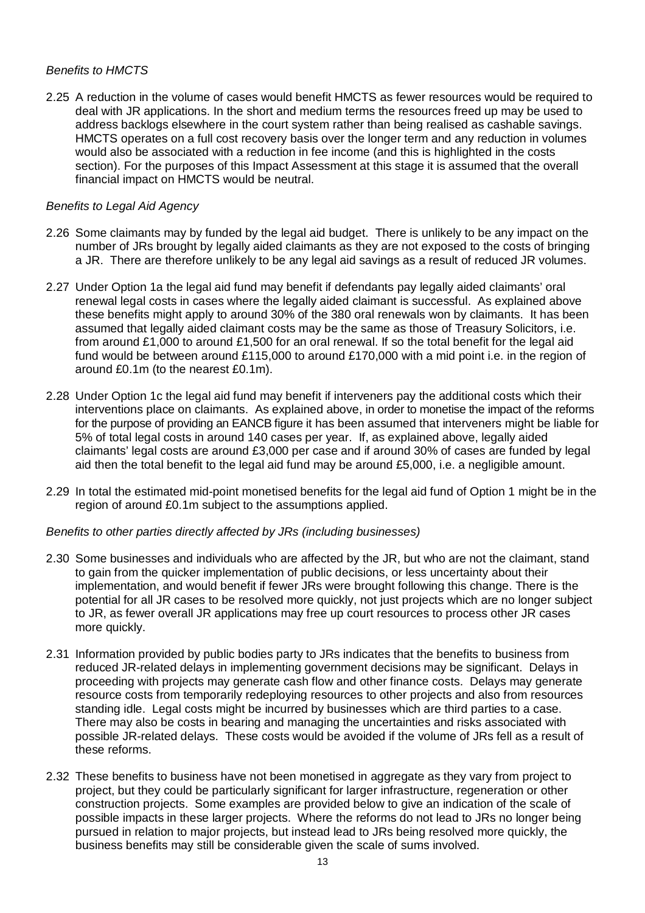*Benefits to HMCTS*

2.25 A reduction in the volume of cases would benefit HMCTS as fewer resources would be required to deal with JR applications. In the short and medium terms the resources freed up may be used to address backlogs elsewhere in the court system rather than being realised as cashable savings. HMCTS operates on a full cost recovery basis over the longer term and any reduction in volumes would also be associated with a reduction in fee income (and this is highlighted in the costs section). For the purposes of this Impact Assessment at this stage it is assumed that the overall financial impact on HMCTS would be neutral.

*Benefits to Legal Aid Agency*

2.26 Some claimants may by funded by the legal aid budget. There is unlikely to be any impact on the number of JRs brought by legally aided claimants as they are not exposed to the costs of bringing a JR. There are therefore unlikely to be any legal aid savings as a result of reduced JR volumes.

2.27 Under Option 1a the legal aid fund may benefit if defendants pay legally aided claimants' oral renewal legal costs in cases where the legally aided claimant is successful. As explained above these benefits might apply to around 30% of the 380 oral renewals won by claimants. It has been assumed that legally aided claimant costs may be the same as those of Treasury Solicitors, i.e. from around £1,000 to around £1,500 for an oral renewal. If so the total benefit for the legal aid fund would be between around £115,000 to around £170,000 with a mid point i.e. in the region of around £0.1m (to the nearest £0.1m).

2.28 Under Option 1c the legal aid fund may benefit if interveners pay the additional costs which their interventions place on claimants. As explained above, in order to monetise the impact of the reforms for the purpose of providing an EANCB figure it has been assumed that interveners might be liable for 5% of total legal costs in around 140 cases per year. If, as explained above, legally aided claimants' legal costs are around £3,000 per case and if around 30% of cases are funded by legal aid then the total benefit to the legal aid fund may be around £5,000, i.e. a negligible amount.

2.29 In total the estimated mid-point monetised benefits for the legal aid fund of Option 1 might be in the region of around £0.1m subject to the assumptions applied.

*Benefits to other parties directly affected by JRs (including businesses)*

2.30 Some businesses and individuals who are affected by the JR, but who are not the claimant, stand to gain from the quicker implementation of public decisions, or less uncertainty about their implementation, and would benefit if fewer JRs were brought following this change. There is the potential for all JR cases to be resolved more quickly, not just projects which are no longer subject to JR, as fewer overall JR applications may free up court resources to process other JR cases more quickly.

2.31 Information provided by public bodies party to JRs indicates that the benefits to business from reduced JR-related delays in implementing government decisions may be significant. Delays in proceeding with projects may generate cash flow and other finance costs. Delays may generate resource costs from temporarily redeploying resources to other projects and also from resources standing idle. Legal costs might be incurred by businesses which are third parties to a case. There may also be costs in bearing and managing the uncertainties and risks associated with possible JR-related delays. These costs would be avoided if the volume of JRs fell as a result of these reforms.

2.32 These benefits to business have not been monetised in aggregate as they vary from project to project, but they could be particularly significant for larger infrastructure, regeneration or other construction projects. Some examples are provided below to give an indication of the scale of possible impacts in these larger projects. Where the reforms do not lead to JRs no longer being pursued in relation to major projects, but instead lead to JRs being resolved more quickly, the business benefits may still be considerable given the scale of sums involved.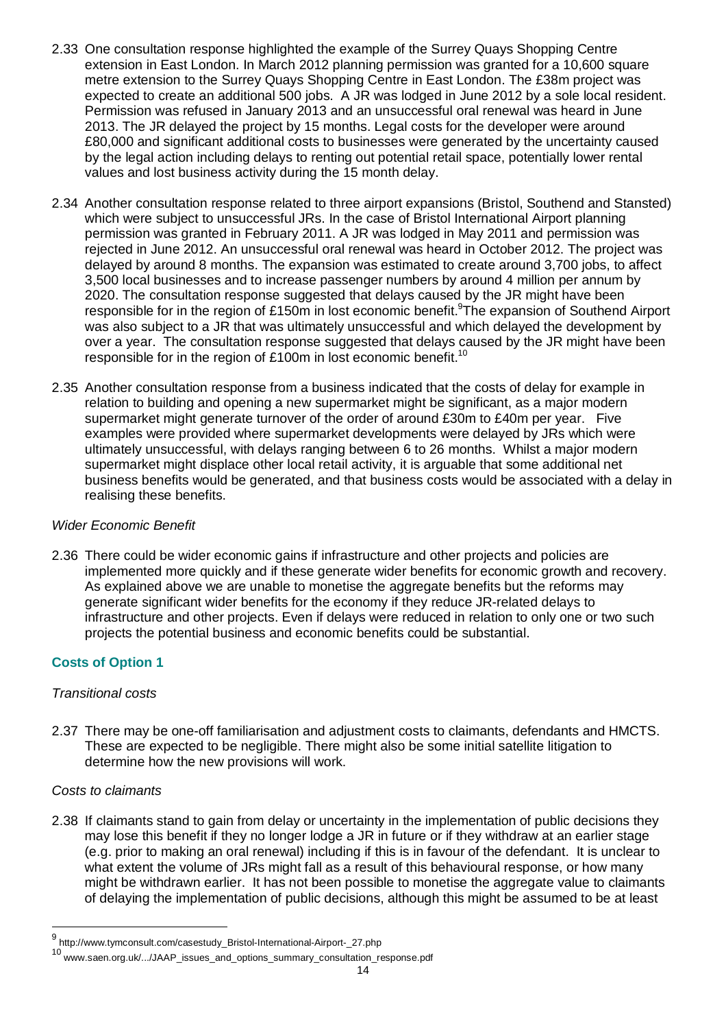2.33 One consultation response highlighted the example of the Surrey Quays Shopping Centre extension in East London. In March 2012 planning permission was granted for a 10,600 square metre extension to the Surrey Quays Shopping Centre in East London. The £38m project was expected to create an additional 500 jobs. A JR was lodged in June 2012 by a sole local resident. Permission was refused in January 2013 and an unsuccessful oral renewal was heard in June 2013. The JR delayed the project by 15 months. Legal costs for the developer were around £80,000 and significant additional costs to businesses were generated by the uncertainty caused by the legal action including delays to renting out potential retail space, potentially lower rental values and lost business activity during the 15 month delay.

2.34 Another consultation response related to three airport expansions (Bristol, Southend and Stansted) which were subject to unsuccessful JRs. In the case of Bristol International Airport planning permission was granted in February 2011. A JR was lodged in May 2011 and permission was rejected in June 2012. An unsuccessful oral renewal was heard in October 2012. The project was delayed by around 8 months. The expansion was estimated to create around 3,700 jobs, to affect 3,500 local businesses and to increase passenger numbers by around 4 million per annum by 2020. The consultation response suggested that delays caused by the JR might have been responsible for in the region of £150m in lost economic benefit.[9] The expansion of Southend Airport was also subject to a JR that was ultimately unsuccessful and which delayed the development by over a year. The consultation response suggested that delays caused by the JR might have been responsible for in the region of £100m in lost economic benefit.[10]

2.35 Another consultation response from a business indicated that the costs of delay for example in relation to building and opening a new supermarket might be significant, as a major modern supermarket might generate turnover of the order of around £30m to £40m per year. Five examples were provided where supermarket developments were delayed by JRs which were ultimately unsuccessful, with delays ranging between 6 to 26 months. Whilst a major modern supermarket might displace other local retail activity, it is arguable that some additional net business benefits would be generated, and that business costs would be associated with a delay in realising these benefits.

*Wider Economic Benefit*

2.36 There could be wider economic gains if infrastructure and other projects and policies are implemented more quickly and if these generate wider benefits for economic growth and recovery. As explained above we are unable to monetise the aggregate benefits but the reforms may generate significant wider benefits for the economy if they reduce JR-related delays to infrastructure and other projects. Even if delays were reduced in relation to only one or two such projects the potential business and economic benefits could be substantial.

### Costs of Option 1

*Transitional costs*

2.37 There may be one-off familiarisation and adjustment costs to claimants, defendants and HMCTS. These are expected to be negligible. There might also be some initial satellite litigation to determine how the new provisions will work.

*Costs to claimants*

2.38 If claimants stand to gain from delay or uncertainty in the implementation of public decisions they may lose this benefit if they no longer lodge a JR in future or if they withdraw at an earlier stage (e.g. prior to making an oral renewal) including if this is in favour of the defendant. It is unclear to what extent the volume of JRs might fall as a result of this behavioural response, or how many might be withdrawn earlier. It has not been possible to monetise the aggregate value to claimants of delaying the implementation of public decisions, although this might be assumed to be at least

---

[9] http://www.tymconsult.com/casestudy_Bristol-International-Airport-_27.php

[10] www.saen.org.uk/.../JAAP_issues_and_options_summary_consultation_response.pdf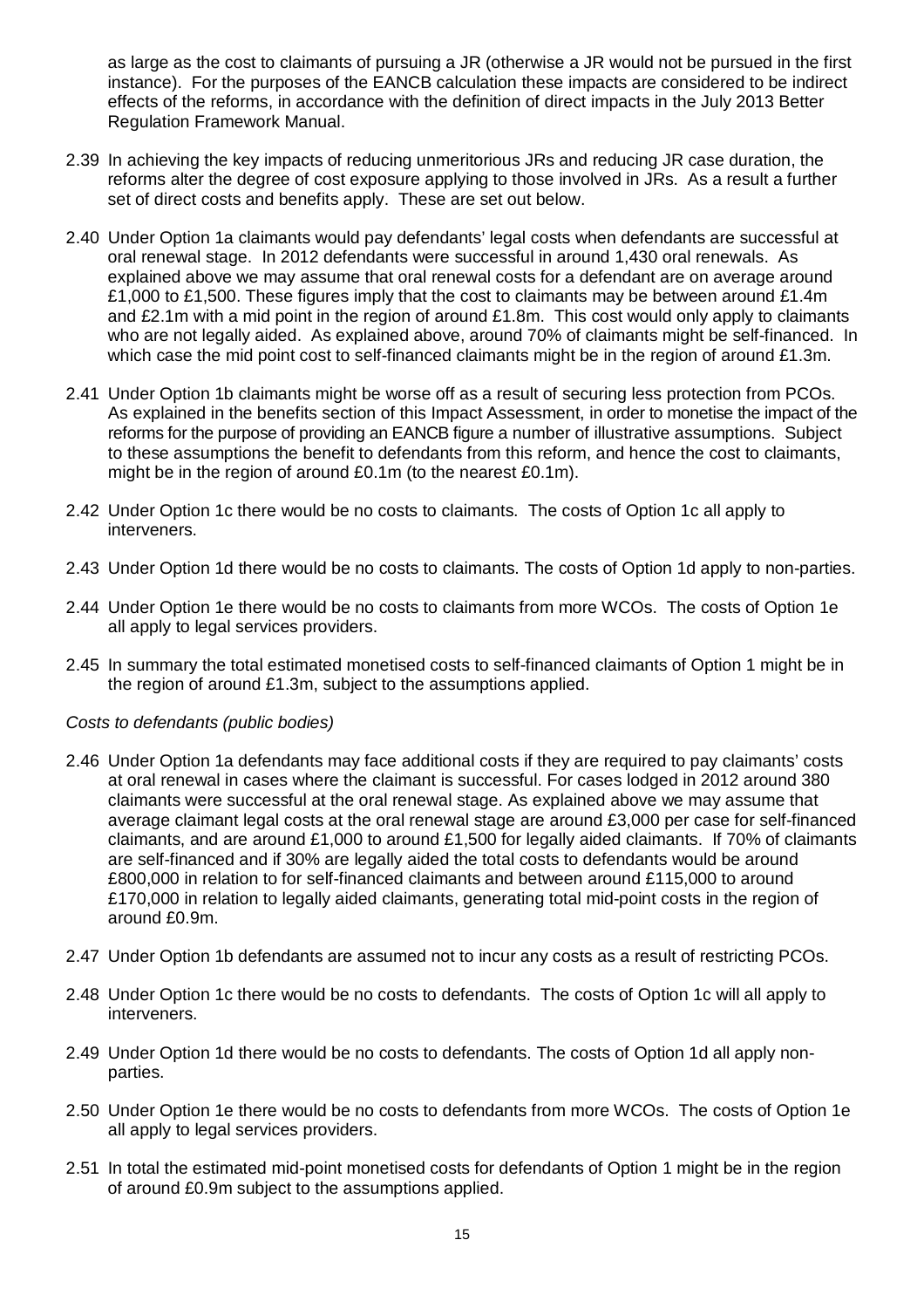as large as the cost to claimants of pursuing a JR (otherwise a JR would not be pursued in the first instance). For the purposes of the EANCB calculation these impacts are considered to be indirect effects of the reforms, in accordance with the definition of direct impacts in the July 2013 Better Regulation Framework Manual.

2.39 In achieving the key impacts of reducing unmeritorious JRs and reducing JR case duration, the reforms alter the degree of cost exposure applying to those involved in JRs. As a result a further set of direct costs and benefits apply. These are set out below.

2.40 Under Option 1a claimants would pay defendants' legal costs when defendants are successful at oral renewal stage. In 2012 defendants were successful in around 1,430 oral renewals. As explained above we may assume that oral renewal costs for a defendant are on average around £1,000 to £1,500. These figures imply that the cost to claimants may be between around £1.4m and £2.1m with a mid point in the region of around £1.8m. This cost would only apply to claimants who are not legally aided. As explained above, around 70% of claimants might be self-financed. In which case the mid point cost to self-financed claimants might be in the region of around £1.3m.

2.41 Under Option 1b claimants might be worse off as a result of securing less protection from PCOs. As explained in the benefits section of this Impact Assessment, in order to monetise the impact of the reforms for the purpose of providing an EANCB figure a number of illustrative assumptions. Subject to these assumptions the benefit to defendants from this reform, and hence the cost to claimants, might be in the region of around £0.1m (to the nearest £0.1m).

2.42 Under Option 1c there would be no costs to claimants. The costs of Option 1c all apply to interveners.

2.43 Under Option 1d there would be no costs to claimants. The costs of Option 1d apply to non-parties.

2.44 Under Option 1e there would be no costs to claimants from more WCOs. The costs of Option 1e all apply to legal services providers.

2.45 In summary the total estimated monetised costs to self-financed claimants of Option 1 might be in the region of around £1.3m, subject to the assumptions applied.

*Costs to defendants (public bodies)*

2.46 Under Option 1a defendants may face additional costs if they are required to pay claimants' costs at oral renewal in cases where the claimant is successful. For cases lodged in 2012 around 380 claimants were successful at the oral renewal stage. As explained above we may assume that average claimant legal costs at the oral renewal stage are around £3,000 per case for self-financed claimants, and are around £1,000 to around £1,500 for legally aided claimants. If 70% of claimants are self-financed and if 30% are legally aided the total costs to defendants would be around £800,000 in relation to for self-financed claimants and between around £115,000 to around £170,000 in relation to legally aided claimants, generating total mid-point costs in the region of around £0.9m.

2.47 Under Option 1b defendants are assumed not to incur any costs as a result of restricting PCOs.

2.48 Under Option 1c there would be no costs to defendants. The costs of Option 1c will all apply to interveners.

2.49 Under Option 1d there would be no costs to defendants. The costs of Option 1d all apply non-parties.

2.50 Under Option 1e there would be no costs to defendants from more WCOs. The costs of Option 1e all apply to legal services providers.

2.51 In total the estimated mid-point monetised costs for defendants of Option 1 might be in the region of around £0.9m subject to the assumptions applied.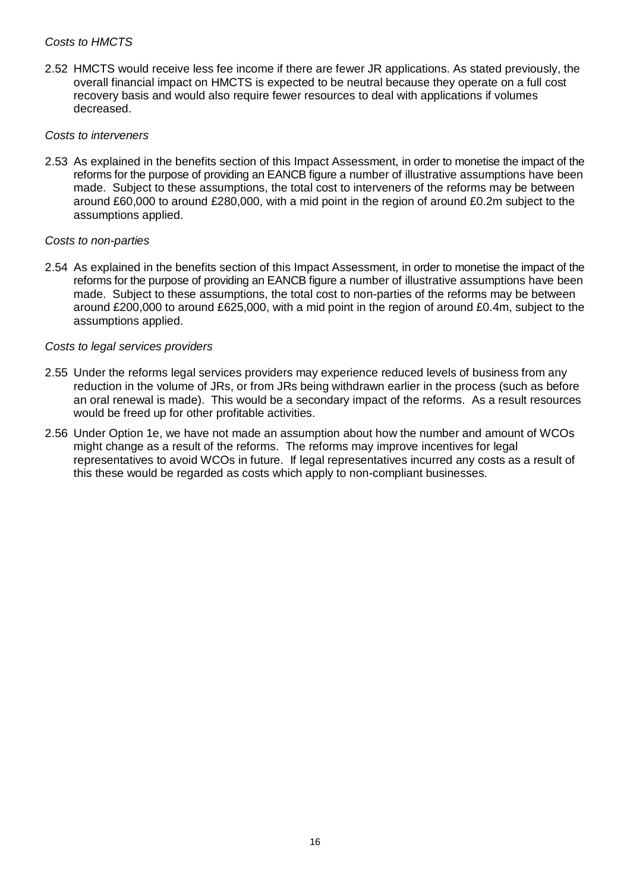*Costs to HMCTS*

2.52 HMCTS would receive less fee income if there are fewer JR applications. As stated previously, the overall financial impact on HMCTS is expected to be neutral because they operate on a full cost recovery basis and would also require fewer resources to deal with applications if volumes decreased.

*Costs to interveners*

2.53 As explained in the benefits section of this Impact Assessment, in order to monetise the impact of the reforms for the purpose of providing an EANCB figure a number of illustrative assumptions have been made. Subject to these assumptions, the total cost to interveners of the reforms may be between around £60,000 to around £280,000, with a mid point in the region of around £0.2m subject to the assumptions applied.

*Costs to non-parties*

2.54 As explained in the benefits section of this Impact Assessment, in order to monetise the impact of the reforms for the purpose of providing an EANCB figure a number of illustrative assumptions have been made. Subject to these assumptions, the total cost to non-parties of the reforms may be between around £200,000 to around £625,000, with a mid point in the region of around £0.4m, subject to the assumptions applied.

*Costs to legal services providers*

2.55 Under the reforms legal services providers may experience reduced levels of business from any reduction in the volume of JRs, or from JRs being withdrawn earlier in the process (such as before an oral renewal is made). This would be a secondary impact of the reforms. As a result resources would be freed up for other profitable activities.

2.56 Under Option 1e, we have not made an assumption about how the number and amount of WCOs might change as a result of the reforms. The reforms may improve incentives for legal representatives to avoid WCOs in future. If legal representatives incurred any costs as a result of this these would be regarded as costs which apply to non-compliant businesses.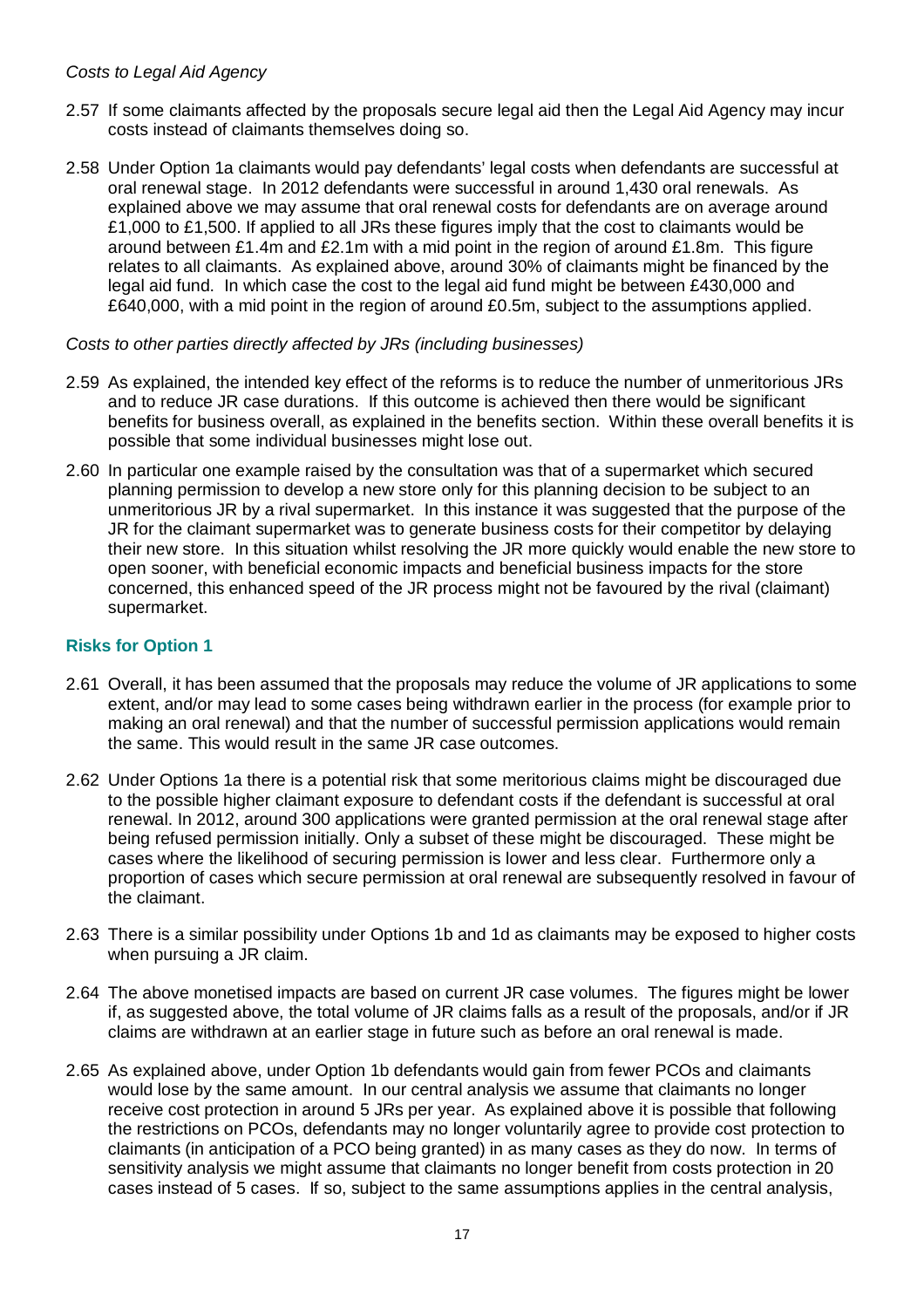*Costs to Legal Aid Agency*

2.57 If some claimants affected by the proposals secure legal aid then the Legal Aid Agency may incur costs instead of claimants themselves doing so.

2.58 Under Option 1a claimants would pay defendants' legal costs when defendants are successful at oral renewal stage. In 2012 defendants were successful in around 1,430 oral renewals. As explained above we may assume that oral renewal costs for defendants are on average around £1,000 to £1,500. If applied to all JRs these figures imply that the cost to claimants would be around between £1.4m and £2.1m with a mid point in the region of around £1.8m. This figure relates to all claimants. As explained above, around 30% of claimants might be financed by the legal aid fund. In which case the cost to the legal aid fund might be between £430,000 and £640,000, with a mid point in the region of around £0.5m, subject to the assumptions applied.

*Costs to other parties directly affected by JRs (including businesses)*

2.59 As explained, the intended key effect of the reforms is to reduce the number of unmeritorious JRs and to reduce JR case durations. If this outcome is achieved then there would be significant benefits for business overall, as explained in the benefits section. Within these overall benefits it is possible that some individual businesses might lose out.

2.60 In particular one example raised by the consultation was that of a supermarket which secured planning permission to develop a new store only for this planning decision to be subject to an unmeritorious JR by a rival supermarket. In this instance it was suggested that the purpose of the JR for the claimant supermarket was to generate business costs for their competitor by delaying their new store. In this situation whilst resolving the JR more quickly would enable the new store to open sooner, with beneficial economic impacts and beneficial business impacts for the store concerned, this enhanced speed of the JR process might not be favoured by the rival (claimant) supermarket.

### Risks for Option 1

2.61 Overall, it has been assumed that the proposals may reduce the volume of JR applications to some extent, and/or may lead to some cases being withdrawn earlier in the process (for example prior to making an oral renewal) and that the number of successful permission applications would remain the same. This would result in the same JR case outcomes.

2.62 Under Options 1a there is a potential risk that some meritorious claims might be discouraged due to the possible higher claimant exposure to defendant costs if the defendant is successful at oral renewal. In 2012, around 300 applications were granted permission at the oral renewal stage after being refused permission initially. Only a subset of these might be discouraged. These might be cases where the likelihood of securing permission is lower and less clear. Furthermore only a proportion of cases which secure permission at oral renewal are subsequently resolved in favour of the claimant.

2.63 There is a similar possibility under Options 1b and 1d as claimants may be exposed to higher costs when pursuing a JR claim.

2.64 The above monetised impacts are based on current JR case volumes. The figures might be lower if, as suggested above, the total volume of JR claims falls as a result of the proposals, and/or if JR claims are withdrawn at an earlier stage in future such as before an oral renewal is made.

2.65 As explained above, under Option 1b defendants would gain from fewer PCOs and claimants would lose by the same amount. In our central analysis we assume that claimants no longer receive cost protection in around 5 JRs per year. As explained above it is possible that following the restrictions on PCOs, defendants may no longer voluntarily agree to provide cost protection to claimants (in anticipation of a PCO being granted) in as many cases as they do now. In terms of sensitivity analysis we might assume that claimants no longer benefit from costs protection in 20 cases instead of 5 cases. If so, subject to the same assumptions applies in the central analysis,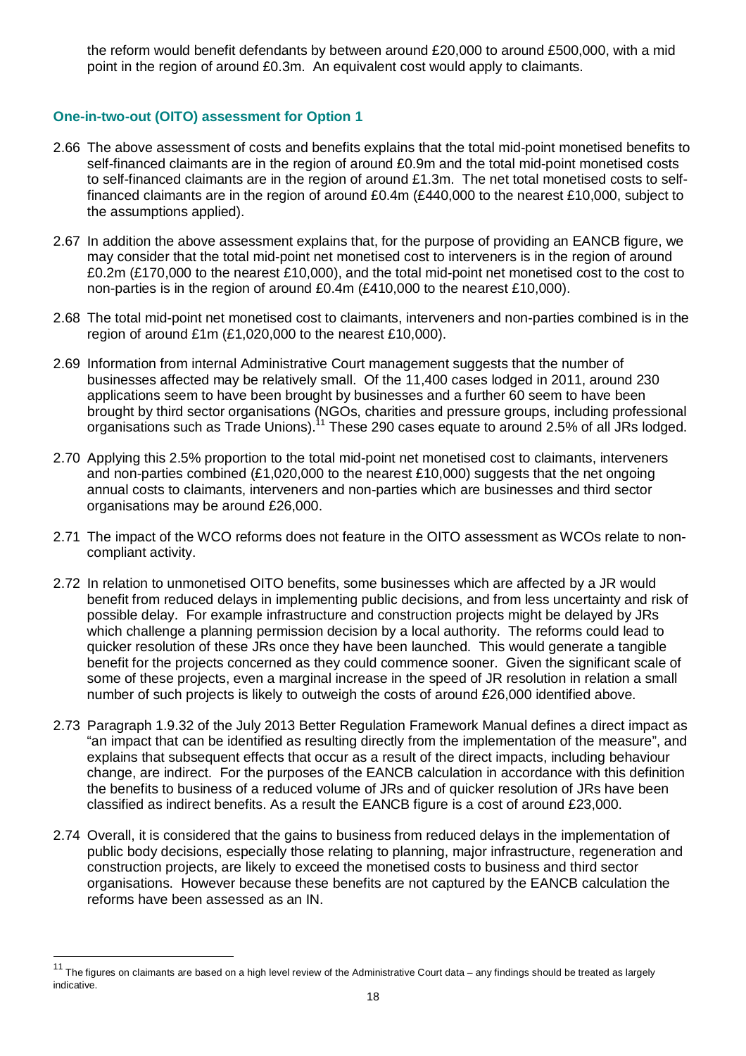the reform would benefit defendants by between around £20,000 to around £500,000, with a mid point in the region of around £0.3m. An equivalent cost would apply to claimants.

### One-in-two-out (OITO) assessment for Option 1

2.66 The above assessment of costs and benefits explains that the total mid-point monetised benefits to self-financed claimants are in the region of around £0.9m and the total mid-point monetised costs to self-financed claimants are in the region of around £1.3m. The net total monetised costs to self-financed claimants are in the region of around £0.4m (£440,000 to the nearest £10,000, subject to the assumptions applied).

2.67 In addition the above assessment explains that, for the purpose of providing an EANCB figure, we may consider that the total mid-point net monetised cost to interveners is in the region of around £0.2m (£170,000 to the nearest £10,000), and the total mid-point net monetised cost to the cost to non-parties is in the region of around £0.4m (£410,000 to the nearest £10,000).

2.68 The total mid-point net monetised cost to claimants, interveners and non-parties combined is in the region of around £1m (£1,020,000 to the nearest £10,000).

2.69 Information from internal Administrative Court management suggests that the number of businesses affected may be relatively small. Of the 11,400 cases lodged in 2011, around 230 applications seem to have been brought by businesses and a further 60 seem to have been brought by third sector organisations (NGOs, charities and pressure groups, including professional organisations such as Trade Unions).[11] These 290 cases equate to around 2.5% of all JRs lodged.

2.70 Applying this 2.5% proportion to the total mid-point net monetised cost to claimants, interveners and non-parties combined (£1,020,000 to the nearest £10,000) suggests that the net ongoing annual costs to claimants, interveners and non-parties which are businesses and third sector organisations may be around £26,000.

2.71 The impact of the WCO reforms does not feature in the OITO assessment as WCOs relate to non-compliant activity.

2.72 In relation to unmonetised OITO benefits, some businesses which are affected by a JR would benefit from reduced delays in implementing public decisions, and from less uncertainty and risk of possible delay. For example infrastructure and construction projects might be delayed by JRs which challenge a planning permission decision by a local authority. The reforms could lead to quicker resolution of these JRs once they have been launched. This would generate a tangible benefit for the projects concerned as they could commence sooner. Given the significant scale of some of these projects, even a marginal increase in the speed of JR resolution in relation a small number of such projects is likely to outweigh the costs of around £26,000 identified above.

2.73 Paragraph 1.9.32 of the July 2013 Better Regulation Framework Manual defines a direct impact as "an impact that can be identified as resulting directly from the implementation of the measure", and explains that subsequent effects that occur as a result of the direct impacts, including behaviour change, are indirect. For the purposes of the EANCB calculation in accordance with this definition the benefits to business of a reduced volume of JRs and of quicker resolution of JRs have been classified as indirect benefits. As a result the EANCB figure is a cost of around £23,000.

2.74 Overall, it is considered that the gains to business from reduced delays in the implementation of public body decisions, especially those relating to planning, major infrastructure, regeneration and construction projects, are likely to exceed the monetised costs to business and third sector organisations. However because these benefits are not captured by the EANCB calculation the reforms have been assessed as an IN.

---

[11] The figures on claimants are based on a high level review of the Administrative Court data – any findings should be treated as largely indicative.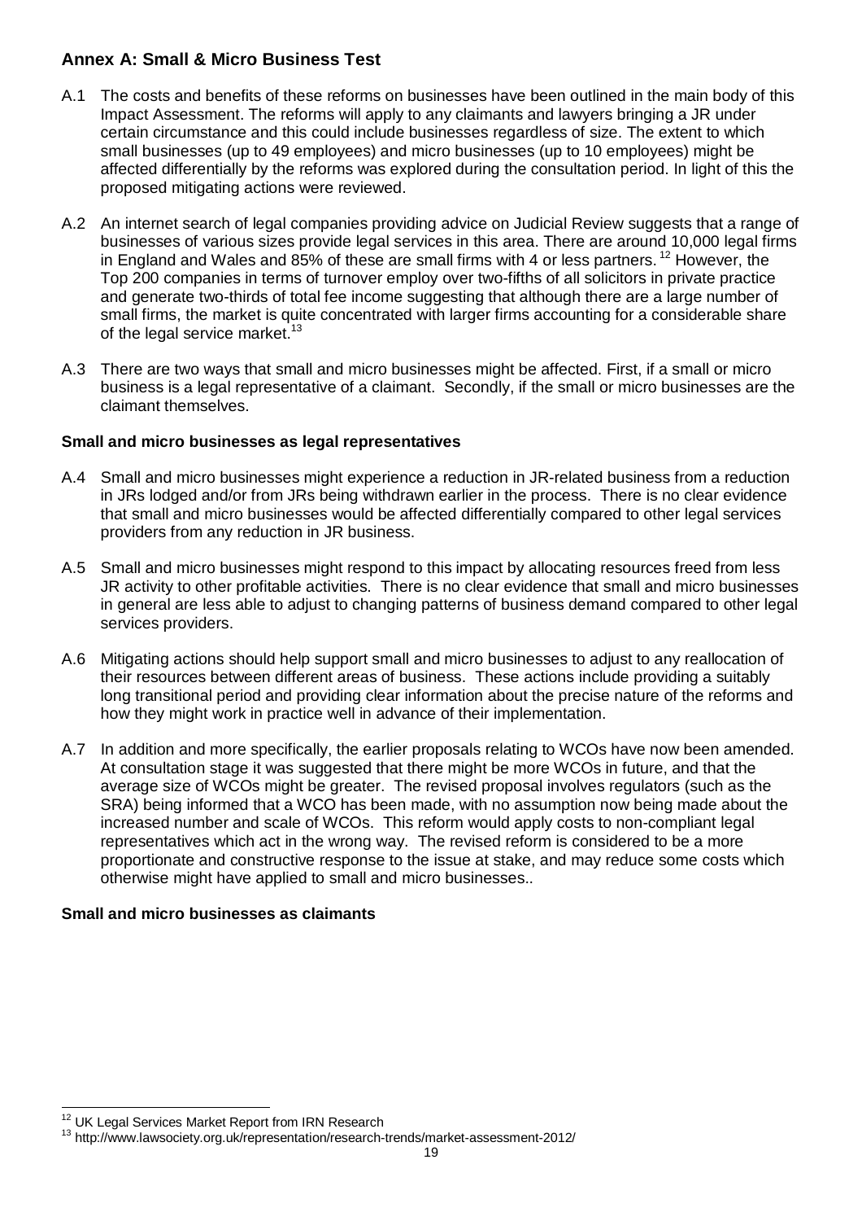## Annex A: Small & Micro Business Test

A.1 The costs and benefits of these reforms on businesses have been outlined in the main body of this Impact Assessment. The reforms will apply to any claimants and lawyers bringing a JR under certain circumstance and this could include businesses regardless of size. The extent to which small businesses (up to 49 employees) and micro businesses (up to 10 employees) might be affected differentially by the reforms was explored during the consultation period. In light of this the proposed mitigating actions were reviewed.

A.2 An internet search of legal companies providing advice on Judicial Review suggests that a range of businesses of various sizes provide legal services in this area. There are around 10,000 legal firms in England and Wales and 85% of these are small firms with 4 or less partners.[12] However, the Top 200 companies in terms of turnover employ over two-fifths of all solicitors in private practice and generate two-thirds of total fee income suggesting that although there are a large number of small firms, the market is quite concentrated with larger firms accounting for a considerable share of the legal service market.[13]

A.3 There are two ways that small and micro businesses might be affected. First, if a small or micro business is a legal representative of a claimant. Secondly, if the small or micro businesses are the claimant themselves.

### Small and micro businesses as legal representatives

A.4 Small and micro businesses might experience a reduction in JR-related business from a reduction in JRs lodged and/or from JRs being withdrawn earlier in the process. There is no clear evidence that small and micro businesses would be affected differentially compared to other legal services providers from any reduction in JR business.

A.5 Small and micro businesses might respond to this impact by allocating resources freed from less JR activity to other profitable activities. There is no clear evidence that small and micro businesses in general are less able to adjust to changing patterns of business demand compared to other legal services providers.

A.6 Mitigating actions should help support small and micro businesses to adjust to any reallocation of their resources between different areas of business. These actions include providing a suitably long transitional period and providing clear information about the precise nature of the reforms and how they might work in practice well in advance of their implementation.

A.7 In addition and more specifically, the earlier proposals relating to WCOs have now been amended. At consultation stage it was suggested that there might be more WCOs in future, and that the average size of WCOs might be greater. The revised proposal involves regulators (such as the SRA) being informed that a WCO has been made, with no assumption now being made about the increased number and scale of WCOs. This reform would apply costs to non-compliant legal representatives which act in the wrong way. The revised reform is considered to be a more proportionate and constructive response to the issue at stake, and may reduce some costs which otherwise might have applied to small and micro businesses..

### Small and micro businesses as claimants

[12] UK Legal Services Market Report from IRN Research

[13] http://www.lawsociety.org.uk/representation/research-trends/market-assessment-2012/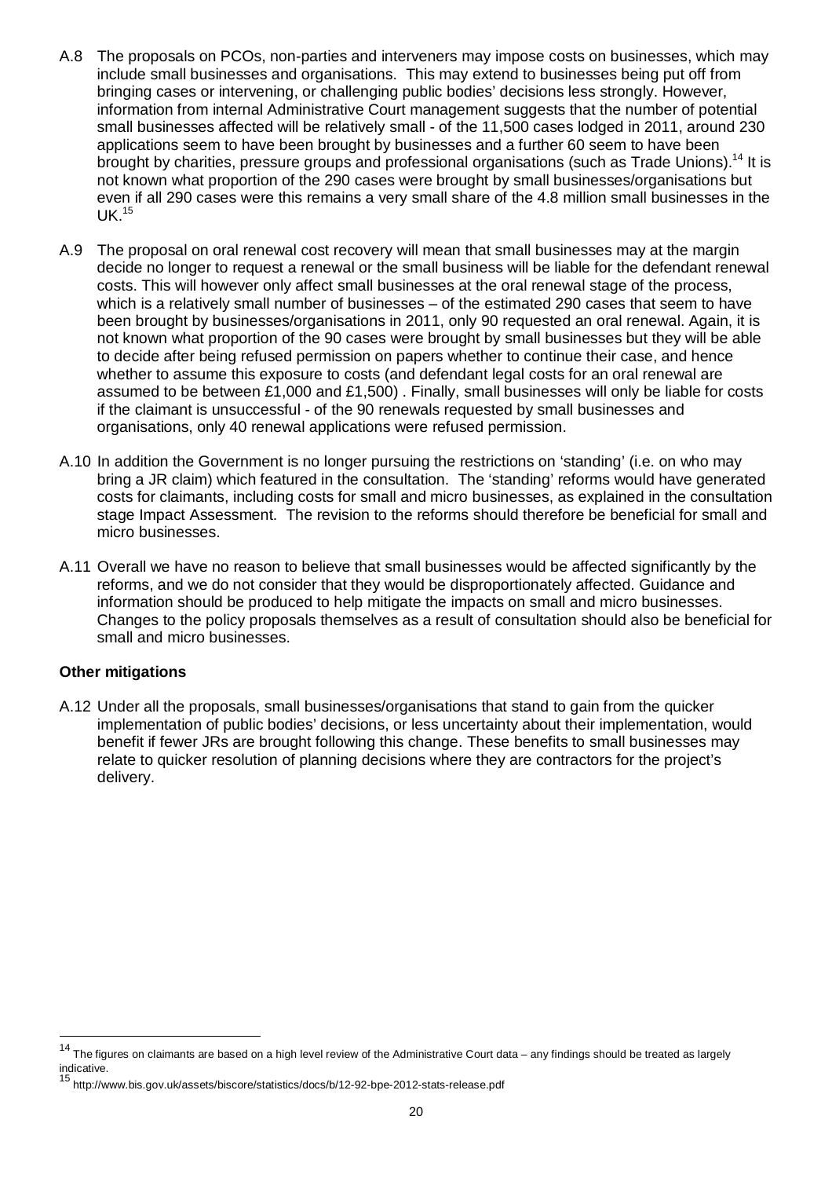A.8 The proposals on PCOs, non-parties and interveners may impose costs on businesses, which may include small businesses and organisations. This may extend to businesses being put off from bringing cases or intervening, or challenging public bodies' decisions less strongly. However, information from internal Administrative Court management suggests that the number of potential small businesses affected will be relatively small - of the 11,500 cases lodged in 2011, around 230 applications seem to have been brought by businesses and a further 60 seem to have been brought by charities, pressure groups and professional organisations (such as Trade Unions).[14] It is not known what proportion of the 290 cases were brought by small businesses/organisations but even if all 290 cases were this remains a very small share of the 4.8 million small businesses in the UK.[15]

A.9 The proposal on oral renewal cost recovery will mean that small businesses may at the margin decide no longer to request a renewal or the small business will be liable for the defendant renewal costs. This will however only affect small businesses at the oral renewal stage of the process, which is a relatively small number of businesses – of the estimated 290 cases that seem to have been brought by businesses/organisations in 2011, only 90 requested an oral renewal. Again, it is not known what proportion of the 90 cases were brought by small businesses but they will be able to decide after being refused permission on papers whether to continue their case, and hence whether to assume this exposure to costs (and defendant legal costs for an oral renewal are assumed to be between £1,000 and £1,500) . Finally, small businesses will only be liable for costs if the claimant is unsuccessful - of the 90 renewals requested by small businesses and organisations, only 40 renewal applications were refused permission.

A.10 In addition the Government is no longer pursuing the restrictions on 'standing' (i.e. on who may bring a JR claim) which featured in the consultation. The 'standing' reforms would have generated costs for claimants, including costs for small and micro businesses, as explained in the consultation stage Impact Assessment. The revision to the reforms should therefore be beneficial for small and micro businesses.

A.11 Overall we have no reason to believe that small businesses would be affected significantly by the reforms, and we do not consider that they would be disproportionately affected. Guidance and information should be produced to help mitigate the impacts on small and micro businesses. Changes to the policy proposals themselves as a result of consultation should also be beneficial for small and micro businesses.

**Other mitigations**

A.12 Under all the proposals, small businesses/organisations that stand to gain from the quicker implementation of public bodies' decisions, or less uncertainty about their implementation, would benefit if fewer JRs are brought following this change. These benefits to small businesses may relate to quicker resolution of planning decisions where they are contractors for the project's delivery.

---

[14] The figures on claimants are based on a high level review of the Administrative Court data – any findings should be treated as largely indicative.

[15] http://www.bis.gov.uk/assets/biscore/statistics/docs/b/12-92-bpe-2012-stats-release.pdf